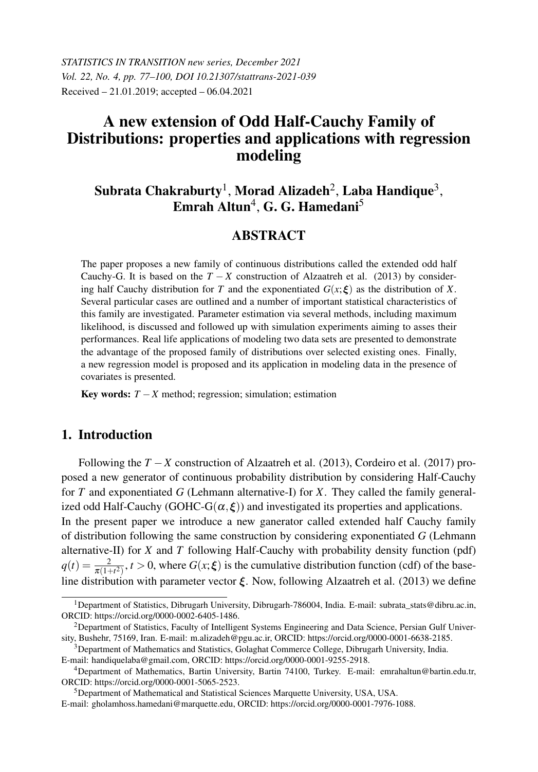# A new extension of Odd Half-Cauchy Family of Distributions: properties and applications with regression modeling

**Subrata Chakraburty**[1], **Morad Alizadeh**[2], **Laba Handique**[3], **Emrah Altun**[4], **G. G. Hamedani**[5]

## ABSTRACT

The paper proposes a new family of continuous distributions called the extended odd half Cauchy-G. It is based on the $T-X$ construction of Alzaatreh et al. (2013) by considering half Cauchy distribution for $T$ and the exponentiated $G(x;\boldsymbol{\xi})$ as the distribution of $X$. Several particular cases are outlined and a number of important statistical characteristics of this family are investigated. Parameter estimation via several methods, including maximum likelihood, is discussed and followed up with simulation experiments aiming to asses their performances. Real life applications of modeling two data sets are presented to demonstrate the advantage of the proposed family of distributions over selected existing ones. Finally, a new regression model is proposed and its application in modeling data in the presence of covariates is presented.

**Key words:** $T-X$ method; regression; simulation; estimation

## 1. Introduction

Following the $T-X$ construction of Alzaatreh et al. (2013), Cordeiro et al. (2017) proposed a new generator of continuous probability distribution by considering Half-Cauchy for $T$ and exponentiated $G$ (Lehmann alternative-I) for $X$. They called the family generalized odd Half-Cauchy (GOHC-G$(\alpha,\boldsymbol{\xi})$) and investigated its properties and applications.
In the present paper we introduce a new ganerator called extended half Cauchy family of distribution following the same construction by considering exponentiated $G$ (Lehmann alternative-II) for $X$ and $T$ following Half-Cauchy with probability density function (pdf) $q(t)=\frac{2}{\pi(1+t^2)}$, $t>0$, where $G(x;\boldsymbol{\xi})$ is the cumulative distribution function (cdf) of the baseline distribution with parameter vector $\boldsymbol{\xi}$. Now, following Alzaatreh et al. (2013) we define

---

[1] Department of Statistics, Dibrugarh University, Dibrugarh-786004, India. E-mail: subrata_stats@dibru.ac.in, ORCID: https://orcid.org/0000-0002-6405-1486.

[2] Department of Statistics, Faculty of Intelligent Systems Engineering and Data Science, Persian Gulf University, Bushehr, 75169, Iran. E-mail: m.alizadeh@pgu.ac.ir, ORCID: https://orcid.org/0000-0001-6638-2185.

[3] Department of Mathematics and Statistics, Golaghat Commerce College, Dibrugarh University, India. E-mail: handiquelaba@gmail.com, ORCID: https://orcid.org/0000-0001-9255-2918.

[4] Department of Mathematics, Bartin University, Bartin 74100, Turkey. E-mail: emrahaltun@bartin.edu.tr, ORCID: https://orcid.org/0000-0001-5065-2523.

[5] Department of Mathematical and Statistical Sciences Marquette University, USA, USA. E-mail: gholamhoss.hamedani@marquette.edu, ORCID: https://orcid.org/0000-0001-7976-1088.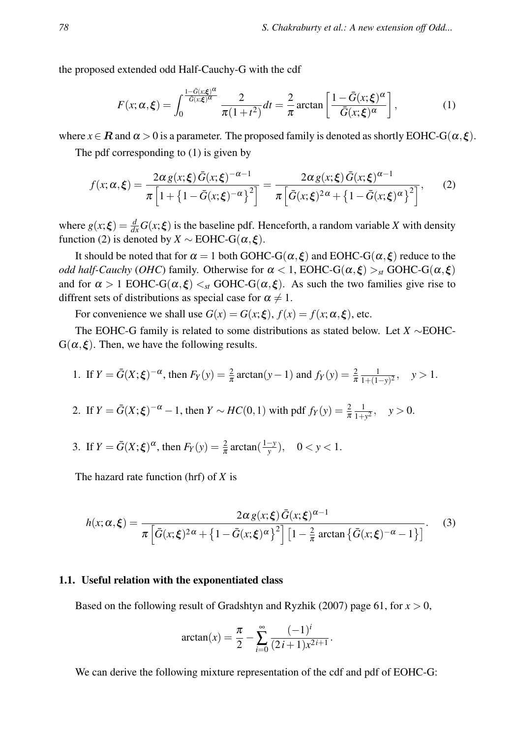the proposed extended odd Half-Cauchy-G with the cdf

$$F(x;\alpha,\boldsymbol{\xi}) = \int_0^{\frac{1-\bar{G}(x;\boldsymbol{\xi})^{\alpha}}{\bar{G}(x;\boldsymbol{\xi})^{\alpha}}} \frac{2}{\pi(1+t^2)}dt = \frac{2}{\pi}\arctan\left[\frac{1-\bar{G}(x;\boldsymbol{\xi})^{\alpha}}{\bar{G}(x;\boldsymbol{\xi})^{\alpha}}\right], \tag{1}$$

where $x \in \boldsymbol{R}$ and $\alpha > 0$ is a parameter. The proposed family is denoted as shortly EOHC-G$(\alpha,\boldsymbol{\xi})$.

The pdf corresponding to (1) is given by

$$f(x;\alpha,\boldsymbol{\xi}) = \frac{2\alpha\, g(x;\boldsymbol{\xi})\,\bar{G}(x;\boldsymbol{\xi})^{-\alpha-1}}{\pi\left[1+\left\{1-\bar{G}(x;\boldsymbol{\xi})^{-\alpha}\right\}^2\right]} = \frac{2\alpha\, g(x;\boldsymbol{\xi})\,\bar{G}(x;\boldsymbol{\xi})^{\alpha-1}}{\pi\left[\bar{G}(x;\boldsymbol{\xi})^{2\alpha}+\left\{1-\bar{G}(x;\boldsymbol{\xi})^{\alpha}\right\}^2\right]}, \tag{2}$$

where $g(x;\boldsymbol{\xi}) = \frac{d}{dx}G(x;\boldsymbol{\xi})$ is the baseline pdf. Henceforth, a random variable $X$ with density function (2) is denoted by $X \sim$ EOHC-G$(\alpha,\boldsymbol{\xi})$.

It should be noted that for $\alpha = 1$ both GOHC-G$(\alpha,\boldsymbol{\xi})$ and EOHC-G$(\alpha,\boldsymbol{\xi})$ reduce to the *odd half-Cauchy* (*OHC*) family. Otherwise for $\alpha < 1$, EOHC-G$(\alpha,\boldsymbol{\xi}) >_{st}$ GOHC-G$(\alpha,\boldsymbol{\xi})$ and for $\alpha > 1$ EOHC-G$(\alpha,\boldsymbol{\xi}) <_{st}$ GOHC-G$(\alpha,\boldsymbol{\xi})$. As such the two families give rise to diffrent sets of distributions as special case for $\alpha \neq 1$.

For convenience we shall use $G(x) = G(x;\boldsymbol{\xi})$, $f(x) = f(x;\alpha,\boldsymbol{\xi})$, etc.

The EOHC-G family is related to some distributions as stated below. Let $X \sim$EOHC-G$(\alpha,\boldsymbol{\xi})$. Then, we have the following results.

1. If $Y = \bar{G}(X;\boldsymbol{\xi})^{-\alpha}$, then $F_Y(y) = \frac{2}{\pi}\arctan(y-1)$ and $f_Y(y) = \frac{2}{\pi}\frac{1}{1+(1-y)^2}, \quad y > 1$.

2. If $Y = \bar{G}(X;\boldsymbol{\xi})^{-\alpha} - 1$, then $Y \sim HC(0,1)$ with pdf $f_Y(y) = \frac{2}{\pi}\frac{1}{1+y^2}, \quad y > 0$.

3. If $Y = \bar{G}(X;\boldsymbol{\xi})^{\alpha}$, then $F_Y(y) = \frac{2}{\pi}\arctan(\frac{1-y}{y}), \quad 0 < y < 1$.

The hazard rate function (hrf) of $X$ is

$$h(x;\alpha,\boldsymbol{\xi}) = \frac{2\alpha\, g(x;\boldsymbol{\xi})\,\bar{G}(x;\boldsymbol{\xi})^{\alpha-1}}{\pi\left[\bar{G}(x;\boldsymbol{\xi})^{2\alpha}+\left\{1-\bar{G}(x;\boldsymbol{\xi})^{\alpha}\right\}^2\right]\left[1-\frac{2}{\pi}\arctan\left\{\bar{G}(x;\boldsymbol{\xi})^{-\alpha}-1\right\}\right]}. \tag{3}$$

### 1.1. Useful relation with the exponentiated class

Based on the following result of Gradshtyn and Ryzhik (2007) page 61, for $x > 0$,

$$\arctan(x) = \frac{\pi}{2} - \sum_{i=0}^{\infty}\frac{(-1)^i}{(2i+1)x^{2i+1}}.$$

We can derive the following mixture representation of the cdf and pdf of EOHC-G: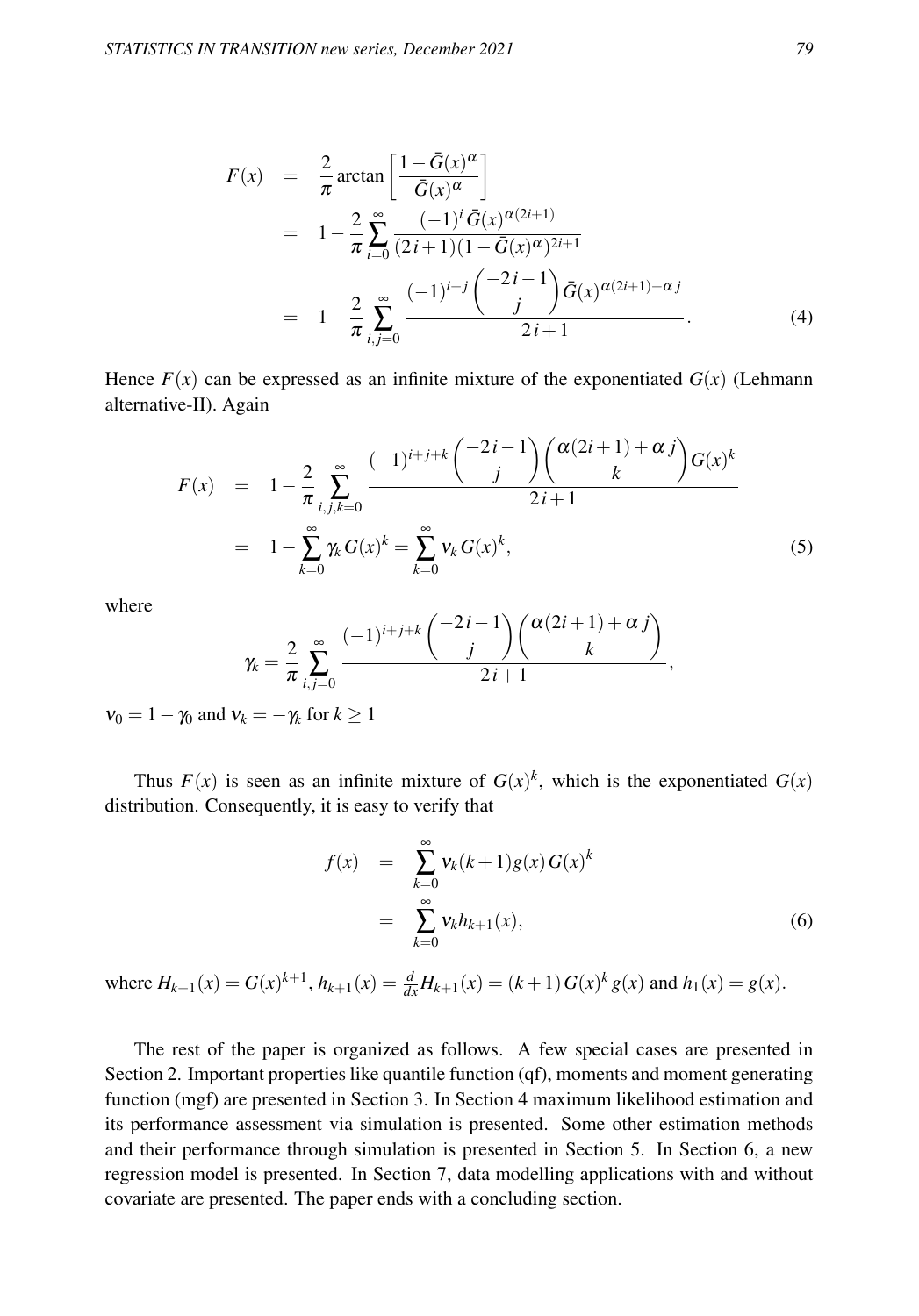$$
\begin{aligned}
F(x) &= \frac{2}{\pi} \arctan\left[\frac{1-\bar{G}(x)^{\alpha}}{\bar{G}(x)^{\alpha}}\right] \\
&= 1 - \frac{2}{\pi} \sum_{i=0}^{\infty} \frac{(-1)^i \bar{G}(x)^{\alpha(2i+1)}}{(2i+1)(1-\bar{G}(x)^{\alpha})^{2i+1}} \\
&= 1 - \frac{2}{\pi} \sum_{i,j=0}^{\infty} \frac{(-1)^{i+j} \binom{-2i-1}{j} \bar{G}(x)^{\alpha(2i+1)+\alpha j}}{2i+1}. \qquad (4)
\end{aligned}
$$

Hence $F(x)$ can be expressed as an infinite mixture of the exponentiated $G(x)$ (Lehmann alternative-II). Again

$$
\begin{aligned}
F(x) &= 1 - \frac{2}{\pi} \sum_{i,j,k=0}^{\infty} \frac{(-1)^{i+j+k} \binom{-2i-1}{j} \binom{\alpha(2i+1)+\alpha j}{k} G(x)^k}{2i+1} \\
&= 1 - \sum_{k=0}^{\infty} \gamma_k G(x)^k = \sum_{k=0}^{\infty} \nu_k G(x)^k, \qquad (5)
\end{aligned}
$$

where

$$
\gamma_k = \frac{2}{\pi} \sum_{i,j=0}^{\infty} \frac{(-1)^{i+j+k} \binom{-2i-1}{j} \binom{\alpha(2i+1)+\alpha j}{k}}{2i+1},
$$

$\nu_0 = 1 - \gamma_0$ and $\nu_k = -\gamma_k$ for $k \geq 1$

Thus $F(x)$ is seen as an infinite mixture of $G(x)^k$, which is the exponentiated $G(x)$ distribution. Consequently, it is easy to verify that

$$
\begin{aligned}
f(x) &= \sum_{k=0}^{\infty} \nu_k (k+1) g(x) G(x)^k \\
&= \sum_{k=0}^{\infty} \nu_k h_{k+1}(x), \qquad (6)
\end{aligned}
$$

where $H_{k+1}(x) = G(x)^{k+1}$, $h_{k+1}(x) = \frac{d}{dx} H_{k+1}(x) = (k+1) G(x)^k g(x)$ and $h_1(x) = g(x)$.

The rest of the paper is organized as follows. A few special cases are presented in Section 2. Important properties like quantile function (qf), moments and moment generating function (mgf) are presented in Section 3. In Section 4 maximum likelihood estimation and its performance assessment via simulation is presented. Some other estimation methods and their performance through simulation is presented in Section 5. In Section 6, a new regression model is presented. In Section 7, data modelling applications with and without covariate are presented. The paper ends with a concluding section.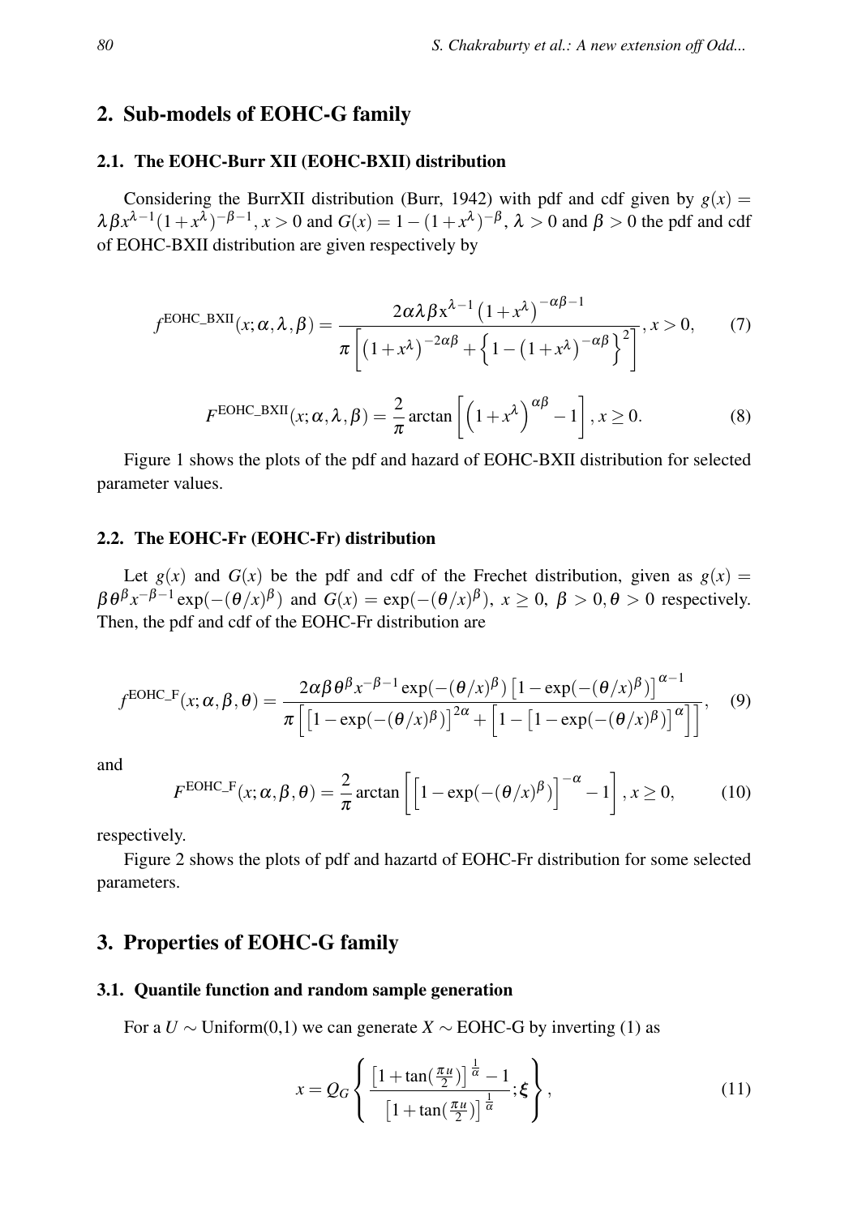## 2. Sub-models of EOHC-G family

### 2.1. The EOHC-Burr XII (EOHC-BXII) distribution

Considering the BurrXII distribution (Burr, 1942) with pdf and cdf given by $g(x) = \lambda\beta x^{\lambda-1}(1+x^{\lambda})^{-\beta-1}$, $x > 0$ and $G(x) = 1-(1+x^{\lambda})^{-\beta}$, $\lambda > 0$ and $\beta > 0$ the pdf and cdf of EOHC-BXII distribution are given respectively by

$$f^{\text{EOHC\_BXII}}(x;\alpha,\lambda,\beta) = \frac{2\alpha\lambda\beta x^{\lambda-1}\left(1+x^{\lambda}\right)^{-\alpha\beta-1}}{\pi\left[\left(1+x^{\lambda}\right)^{-2\alpha\beta}+\left\{1-\left(1+x^{\lambda}\right)^{-\alpha\beta}\right\}^{2}\right]}, x > 0, \tag{7}$$

$$F^{\text{EOHC\_BXII}}(x;\alpha,\lambda,\beta) = \frac{2}{\pi}\arctan\left[\left(1+x^{\lambda}\right)^{\alpha\beta}-1\right], x \geq 0. \tag{8}$$

Figure 1 shows the plots of the pdf and hazard of EOHC-BXII distribution for selected parameter values.

### 2.2. The EOHC-Fr (EOHC-Fr) distribution

Let $g(x)$ and $G(x)$ be the pdf and cdf of the Frechet distribution, given as $g(x) = \beta\theta^{\beta}x^{-\beta-1}\exp(-(\theta/x)^{\beta})$ and $G(x) = \exp(-(\theta/x)^{\beta})$, $x \geq 0$, $\beta > 0, \theta > 0$ respectively. Then, the pdf and cdf of the EOHC-Fr distribution are

$$f^{\text{EOHC\_F}}(x;\alpha,\beta,\theta) = \frac{2\alpha\beta\theta^{\beta}x^{-\beta-1}\exp(-(\theta/x)^{\beta})\left[1-\exp(-(\theta/x)^{\beta})\right]^{\alpha-1}}{\pi\left[\left[1-\exp(-(\theta/x)^{\beta})\right]^{2\alpha}+\left[1-\left[1-\exp(-(\theta/x)^{\beta})\right]^{\alpha}\right]\right]}, \tag{9}$$

and

$$F^{\text{EOHC\_F}}(x;\alpha,\beta,\theta) = \frac{2}{\pi}\arctan\left[\left[1-\exp(-(\theta/x)^{\beta})\right]^{-\alpha}-1\right], x \geq 0, \tag{10}$$

respectively.

Figure 2 shows the plots of pdf and hazartd of EOHC-Fr distribution for some selected parameters.

## 3. Properties of EOHC-G family

### 3.1. Quantile function and random sample generation

For a $U \sim$ Uniform(0,1) we can generate $X \sim$ EOHC-G by inverting (1) as

$$x = Q_G\left\{\frac{\left[1+\tan(\frac{\pi u}{2})\right]^{\frac{1}{\alpha}}-1}{\left[1+\tan(\frac{\pi u}{2})\right]^{\frac{1}{\alpha}}};\boldsymbol{\xi}\right\}, \tag{11}$$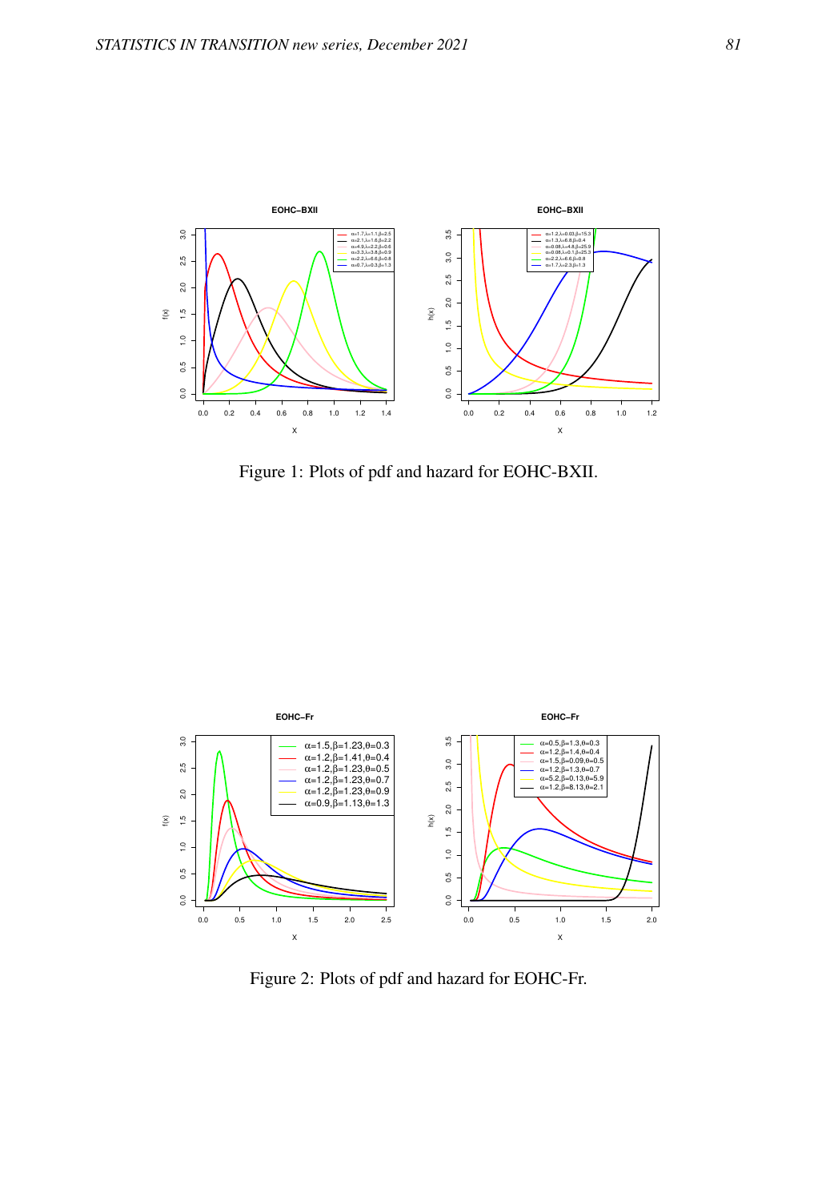Figure 1: Plots of pdf and hazard for EOHC-BXII.

Figure 2: Plots of pdf and hazard for EOHC-Fr.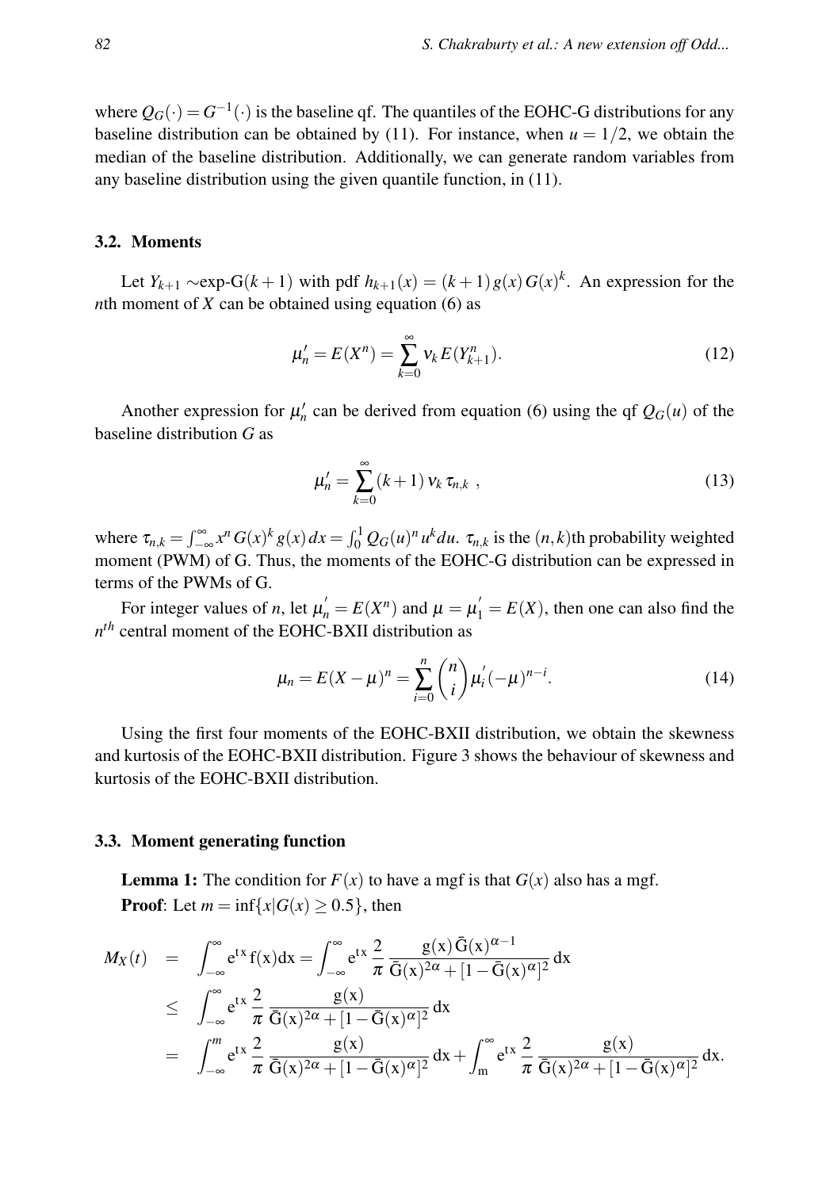where $Q_G(\cdot) = G^{-1}(\cdot)$ is the baseline qf. The quantiles of the EOHC-G distributions for any baseline distribution can be obtained by (11). For instance, when $u = 1/2$, we obtain the median of the baseline distribution. Additionally, we can generate random variables from any baseline distribution using the given quantile function, in (11).

### 3.2. Moments

Let $Y_{k+1} \sim$exp-G$(k+1)$ with pdf $h_{k+1}(x) = (k+1)\, g(x)\, G(x)^k$. An expression for the $n$th moment of $X$ can be obtained using equation (6) as

$$\mu_n' = E(X^n) = \sum_{k=0}^{\infty} \nu_k\, E(Y_{k+1}^n). \tag{12}$$

Another expression for $\mu_n'$ can be derived from equation (6) using the qf $Q_G(u)$ of the baseline distribution $G$ as

$$\mu_n' = \sum_{k=0}^{\infty} (k+1)\, \nu_k\, \tau_{n,k}\ , \tag{13}$$

where $\tau_{n,k} = \int_{-\infty}^{\infty} x^n\, G(x)^k\, g(x)\, dx = \int_0^1 Q_G(u)^n\, u^k du$. $\tau_{n,k}$ is the $(n,k)$th probability weighted moment (PWM) of G. Thus, the moments of the EOHC-G distribution can be expressed in terms of the PWMs of G.

For integer values of $n$, let $\mu_n^{'} = E(X^n)$ and $\mu = \mu_1^{'} = E(X)$, then one can also find the $n^{th}$ central moment of the EOHC-BXII distribution as

$$\mu_n = E(X-\mu)^n = \sum_{i=0}^{n} \binom{n}{i} \mu_i^{'} (-\mu)^{n-i}. \tag{14}$$

Using the first four moments of the EOHC-BXII distribution, we obtain the skewness and kurtosis of the EOHC-BXII distribution. Figure 3 shows the behaviour of skewness and kurtosis of the EOHC-BXII distribution.

### 3.3. Moment generating function

**Lemma 1:** The condition for $F(x)$ to have a mgf is that $G(x)$ also has a mgf.

**Proof**: Let $m = \inf\{x | G(x) \geq 0.5\}$, then

$$\begin{aligned}
M_X(t) &= \int_{-\infty}^{\infty} \mathrm{e}^{\mathrm{t}x}\, \mathrm{f(x)dx} = \int_{-\infty}^{\infty} \mathrm{e}^{\mathrm{t}x}\, \frac{2}{\pi}\, \frac{\mathrm{g(x)}\, \bar{\mathrm{G}}(\mathrm{x})^{\alpha-1}}{\bar{\mathrm{G}}(\mathrm{x})^{2\alpha} + [1-\bar{\mathrm{G}}(\mathrm{x})^{\alpha}]^2}\, \mathrm{dx} \\
&\leq \int_{-\infty}^{\infty} \mathrm{e}^{\mathrm{t}x}\, \frac{2}{\pi}\, \frac{\mathrm{g(x)}}{\bar{\mathrm{G}}(\mathrm{x})^{2\alpha} + [1-\bar{\mathrm{G}}(\mathrm{x})^{\alpha}]^2}\, \mathrm{dx} \\
&= \int_{-\infty}^{m} \mathrm{e}^{\mathrm{t}x}\, \frac{2}{\pi}\, \frac{\mathrm{g(x)}}{\bar{\mathrm{G}}(\mathrm{x})^{2\alpha} + [1-\bar{\mathrm{G}}(\mathrm{x})^{\alpha}]^2}\, \mathrm{dx} + \int_{\mathrm{m}}^{\infty} \mathrm{e}^{\mathrm{t}x}\, \frac{2}{\pi}\, \frac{\mathrm{g(x)}}{\bar{\mathrm{G}}(\mathrm{x})^{2\alpha} + [1-\bar{\mathrm{G}}(\mathrm{x})^{\alpha}]^2}\, \mathrm{dx}.
\end{aligned}$$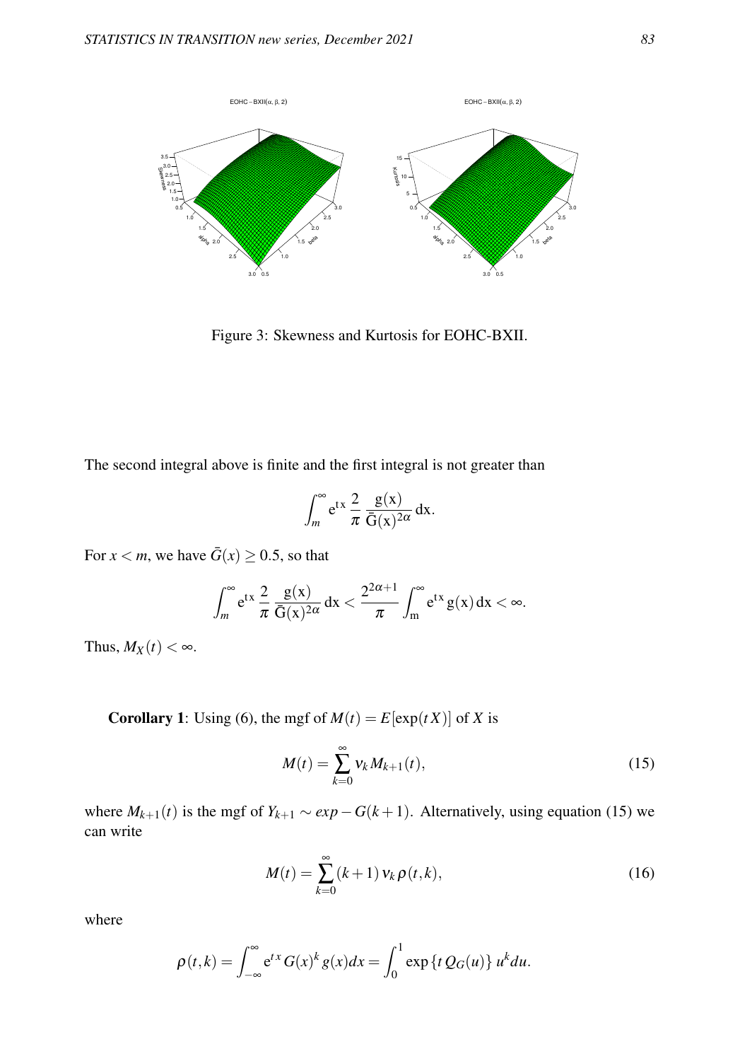Figure 3: Skewness and Kurtosis for EOHC-BXII.

The second integral above is finite and the first integral is not greater than

$$\int_{m}^{\infty} \mathrm{e}^{\mathrm{t}\,\mathrm{x}} \,\frac{2}{\pi}\, \frac{\mathrm{g(x)}}{\bar{\mathrm{G}}(\mathrm{x})^{2\alpha}}\, \mathrm{dx}.$$

For $x < m$, we have $\bar{G}(x) \geq 0.5$, so that

$$\int_{m}^{\infty} \mathrm{e}^{\mathrm{t}\,\mathrm{x}} \,\frac{2}{\pi}\, \frac{\mathrm{g(x)}}{\bar{\mathrm{G}}(\mathrm{x})^{2\alpha}}\, \mathrm{dx} < \frac{2^{2\alpha+1}}{\pi} \int_{\mathrm{m}}^{\infty} \mathrm{e}^{\mathrm{t}\,\mathrm{x}}\, \mathrm{g(x)}\, \mathrm{dx} < \infty.$$

Thus, $M_X(t) < \infty$.

**Corollary 1**: Using (6), the mgf of $M(t) = E[\exp(tX)]$ of $X$ is

$$M(t) = \sum_{k=0}^{\infty} \nu_k M_{k+1}(t), \tag{15}$$

where $M_{k+1}(t)$ is the mgf of $Y_{k+1} \sim exp-G(k+1)$. Alternatively, using equation (15) we can write

$$M(t) = \sum_{k=0}^{\infty} (k+1)\, \nu_k\, \rho(t,k), \tag{16}$$

where

$$\rho(t,k) = \int_{-\infty}^{\infty} \mathrm{e}^{t\,x}\, G(x)^k\, g(x) dx = \int_{0}^{1} \exp\{t\, Q_G(u)\}\, u^k du.$$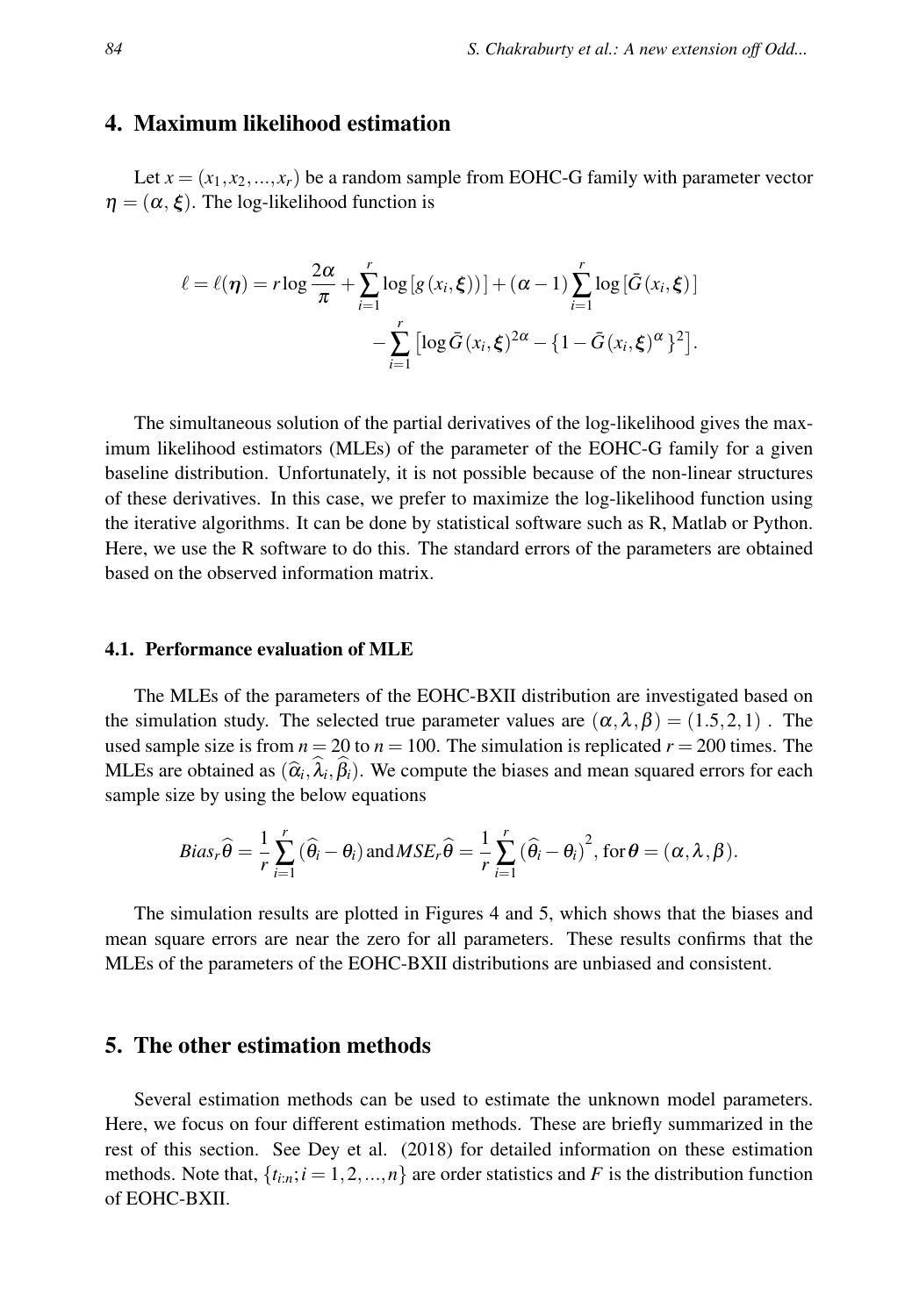## 4. Maximum likelihood estimation

Let $x = (x_1, x_2, ..., x_r)$ be a random sample from EOHC-G family with parameter vector $\eta = (\alpha, \boldsymbol{\xi})$. The log-likelihood function is

$$\ell = \ell(\boldsymbol{\eta}) = r \log \frac{2\alpha}{\pi} + \sum_{i=1}^{r} \log\left[g\left(x_i, \boldsymbol{\xi}\right)\right] + (\alpha - 1) \sum_{i=1}^{r} \log\left[\bar{G}\left(x_i, \boldsymbol{\xi}\right)\right] \\ - \sum_{i=1}^{r} \left[\log \bar{G}\left(x_i, \boldsymbol{\xi}\right)^{2\alpha} - \{1 - \bar{G}\left(x_i, \boldsymbol{\xi}\right)^{\alpha}\}^2\right].$$

The simultaneous solution of the partial derivatives of the log-likelihood gives the maximum likelihood estimators (MLEs) of the parameter of the EOHC-G family for a given baseline distribution. Unfortunately, it is not possible because of the non-linear structures of these derivatives. In this case, we prefer to maximize the log-likelihood function using the iterative algorithms. It can be done by statistical software such as R, Matlab or Python. Here, we use the R software to do this. The standard errors of the parameters are obtained based on the observed information matrix.

### 4.1. Performance evaluation of MLE

The MLEs of the parameters of the EOHC-BXII distribution are investigated based on the simulation study. The selected true parameter values are $(\alpha, \lambda, \beta) = (1.5, 2, 1)$ . The used sample size is from $n = 20$ to $n = 100$. The simulation is replicated $r = 200$ times. The MLEs are obtained as $(\widehat{\alpha}_i, \widehat{\lambda}_i, \widehat{\beta}_i)$. We compute the biases and mean squared errors for each sample size by using the below equations

$$Bias_r \widehat{\theta} = \frac{1}{r} \sum_{i=1}^{r} (\widehat{\theta}_i - \theta_i) \text{and} MSE_r \widehat{\theta} = \frac{1}{r} \sum_{i=1}^{r} (\widehat{\theta}_i - \theta_i)^2, \text{for}\, \boldsymbol{\theta} = (\alpha, \lambda, \beta).$$

The simulation results are plotted in Figures 4 and 5, which shows that the biases and mean square errors are near the zero for all parameters. These results confirms that the MLEs of the parameters of the EOHC-BXII distributions are unbiased and consistent.

## 5. The other estimation methods

Several estimation methods can be used to estimate the unknown model parameters. Here, we focus on four different estimation methods. These are briefly summarized in the rest of this section. See Dey et al. (2018) for detailed information on these estimation methods. Note that, $\{t_{i:n}; i = 1, 2, ..., n\}$ are order statistics and $F$ is the distribution function of EOHC-BXII.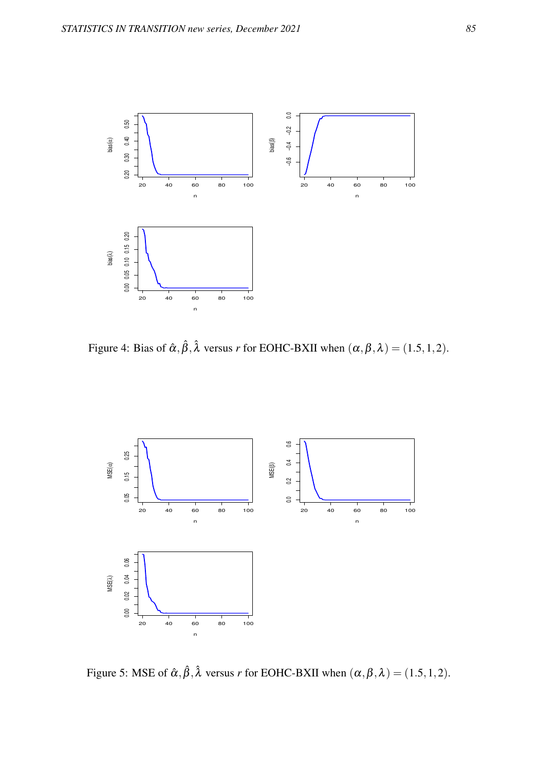Figure 4: Bias of $\hat{\alpha}, \hat{\beta}, \hat{\lambda}$ versus $r$ for EOHC-BXII when $(\alpha, \beta, \lambda) = (1.5, 1, 2)$.

Figure 5: MSE of $\hat{\alpha}, \hat{\beta}, \hat{\lambda}$ versus $r$ for EOHC-BXII when $(\alpha, \beta, \lambda) = (1.5, 1, 2)$.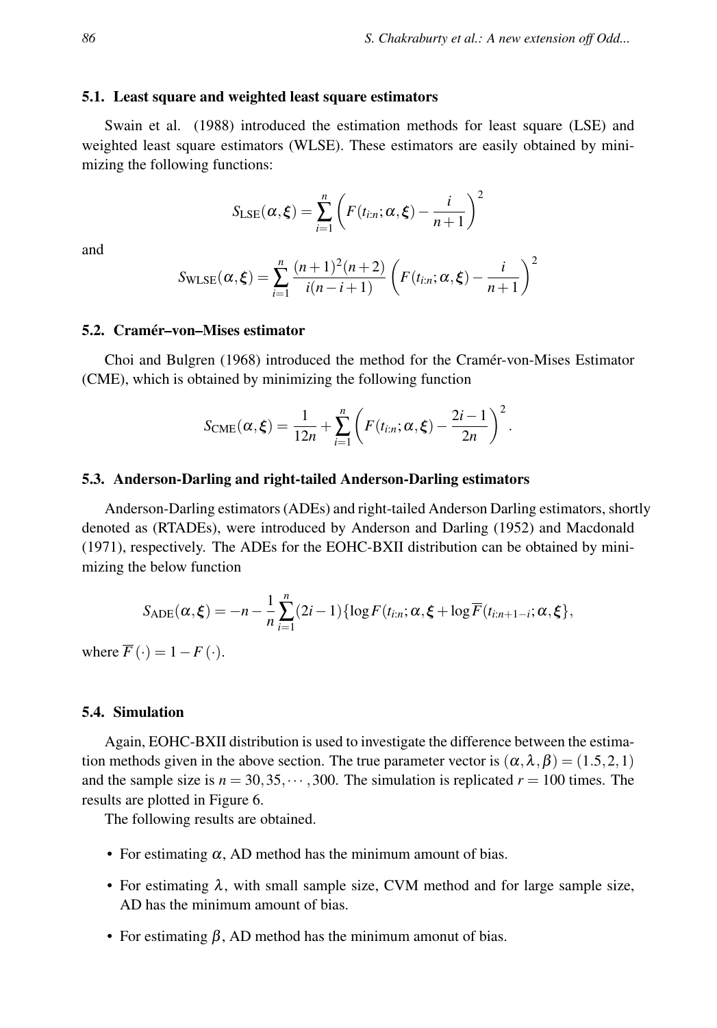### 5.1. Least square and weighted least square estimators

Swain et al. (1988) introduced the estimation methods for least square (LSE) and weighted least square estimators (WLSE). These estimators are easily obtained by minimizing the following functions:

$$S_{\text{LSE}}(\alpha, \boldsymbol{\xi}) = \sum_{i=1}^{n} \left( F(t_{i:n}; \alpha, \boldsymbol{\xi}) - \frac{i}{n+1} \right)^2$$

and

$$S_{\text{WLSE}}(\alpha, \boldsymbol{\xi}) = \sum_{i=1}^{n} \frac{(n+1)^2(n+2)}{i(n-i+1)} \left( F(t_{i:n}; \alpha, \boldsymbol{\xi}) - \frac{i}{n+1} \right)^2$$

### 5.2. Cramér–von–Mises estimator

Choi and Bulgren (1968) introduced the method for the Cramér-von-Mises Estimator (CME), which is obtained by minimizing the following function

$$S_{\text{CME}}(\alpha, \boldsymbol{\xi}) = \frac{1}{12n} + \sum_{i=1}^{n} \left( F(t_{i:n}; \alpha, \boldsymbol{\xi}) - \frac{2i-1}{2n} \right)^2.$$

### 5.3. Anderson-Darling and right-tailed Anderson-Darling estimators

Anderson-Darling estimators (ADEs) and right-tailed Anderson Darling estimators, shortly denoted as (RTADEs), were introduced by Anderson and Darling (1952) and Macdonald (1971), respectively. The ADEs for the EOHC-BXII distribution can be obtained by minimizing the below function

$$S_{\text{ADE}}(\alpha, \boldsymbol{\xi}) = -n - \frac{1}{n} \sum_{i=1}^{n} (2i-1) \{ \log F(t_{i:n}; \alpha, \boldsymbol{\xi} + \log \overline{F}(t_{i:n+1-i}; \alpha, \boldsymbol{\xi} \},$$

where $\overline{F}(\cdot) = 1 - F(\cdot)$.

### 5.4. Simulation

Again, EOHC-BXII distribution is used to investigate the difference between the estimation methods given in the above section. The true parameter vector is $(\alpha, \lambda, \beta) = (1.5, 2, 1)$ and the sample size is $n = 30, 35, \cdots, 300$. The simulation is replicated $r = 100$ times. The results are plotted in Figure 6.

The following results are obtained.

- For estimating $\alpha$, AD method has the minimum amount of bias.
- For estimating $\lambda$, with small sample size, CVM method and for large sample size, AD has the minimum amount of bias.
- For estimating $\beta$, AD method has the minimum amonut of bias.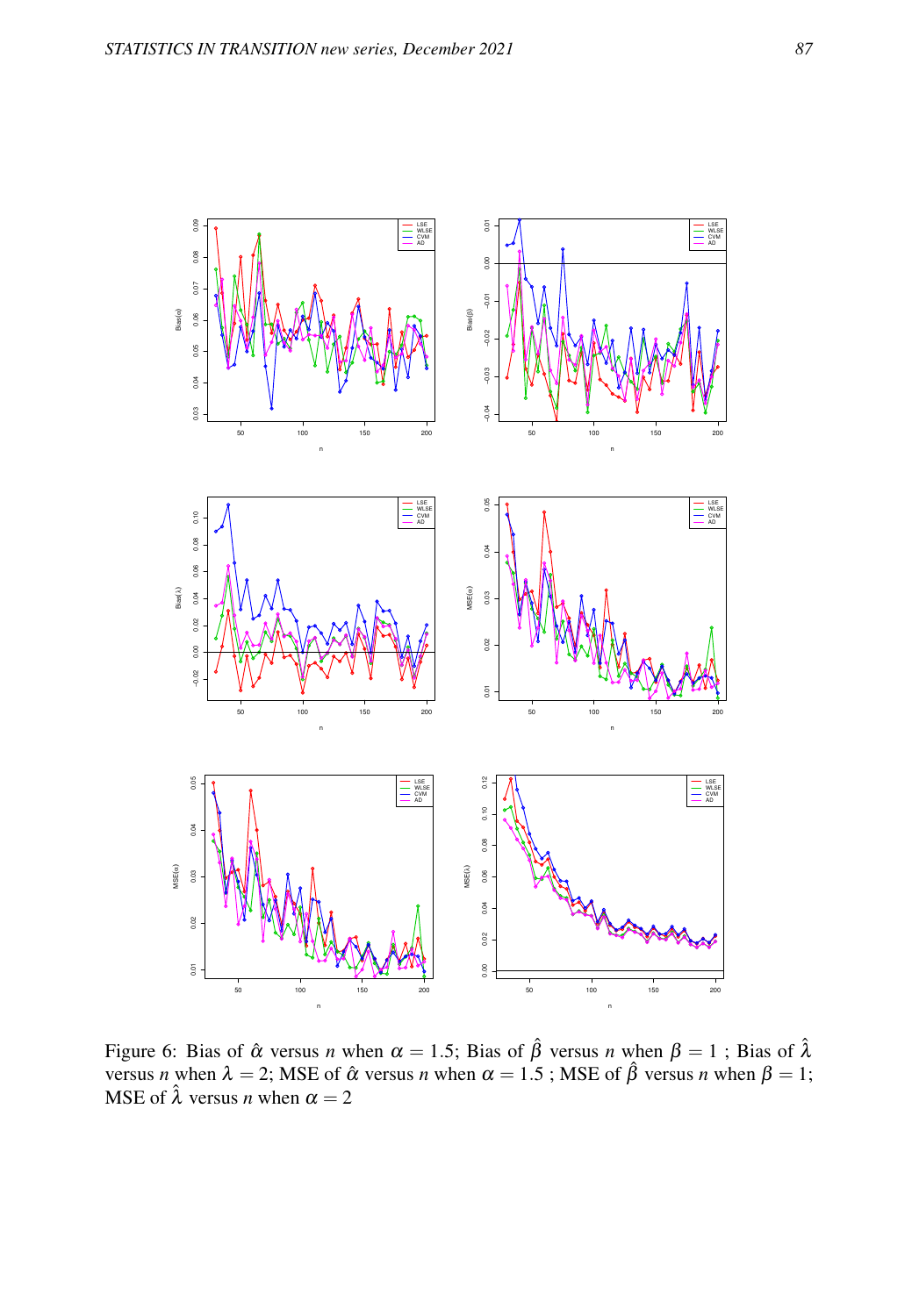Figure 6: Bias of $\hat{\alpha}$ versus $n$ when $\alpha = 1.5$; Bias of $\hat{\beta}$ versus $n$ when $\beta = 1$ ; Bias of $\hat{\lambda}$ versus $n$ when $\lambda = 2$; MSE of $\hat{\alpha}$ versus $n$ when $\alpha = 1.5$ ; MSE of $\hat{\beta}$ versus $n$ when $\beta = 1$; MSE of $\hat{\lambda}$ versus $n$ when $\alpha = 2$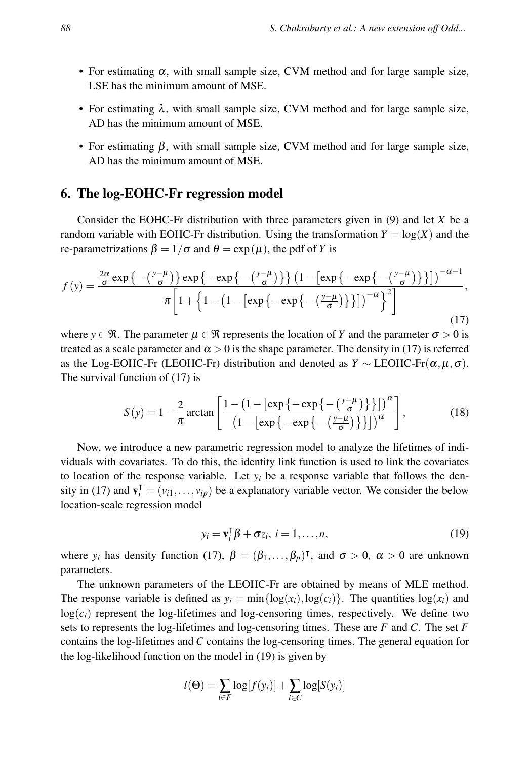- For estimating $\alpha$, with small sample size, CVM method and for large sample size, LSE has the minimum amount of MSE.
- For estimating $\lambda$, with small sample size, CVM method and for large sample size, AD has the minimum amount of MSE.
- For estimating $\beta$, with small sample size, CVM method and for large sample size, AD has the minimum amount of MSE.

## 6. The log-EOHC-Fr regression model

Consider the EOHC-Fr distribution with three parameters given in (9) and let $X$ be a random variable with EOHC-Fr distribution. Using the transformation $Y = \log(X)$ and the re-parametrizations $\beta = 1/\sigma$ and $\theta = \exp(\mu)$, the pdf of $Y$ is

$$f(y) = \frac{\frac{2\alpha}{\sigma}\exp\left\{-\left(\frac{y-\mu}{\sigma}\right)\right\}\exp\left\{-\exp\left\{-\left(\frac{y-\mu}{\sigma}\right)\right\}\right\}\left(1-\left[\exp\left\{-\exp\left\{-\left(\frac{y-\mu}{\sigma}\right)\right\}\right\}\right]\right)^{-\alpha-1}}{\pi\left[1+\left\{1-\left(1-\left[\exp\left\{-\exp\left\{-\left(\frac{y-\mu}{\sigma}\right)\right\}\right\}\right]\right)^{-\alpha}\right\}^{2}\right]}, \tag{17}$$

where $y \in \Re$. The parameter $\mu \in \Re$ represents the location of $Y$ and the parameter $\sigma > 0$ is treated as a scale parameter and $\alpha > 0$ is the shape parameter. The density in (17) is referred as the Log-EOHC-Fr (LEOHC-Fr) distribution and denoted as $Y \sim$ LEOHC-Fr$(\alpha, \mu, \sigma)$. The survival function of (17) is

$$S(y) = 1 - \frac{2}{\pi}\arctan\left[\frac{1-\left(1-\left[\exp\left\{-\exp\left\{-\left(\frac{y-\mu}{\sigma}\right)\right\}\right\}\right]\right)^{\alpha}}{\left(1-\left[\exp\left\{-\exp\left\{-\left(\frac{y-\mu}{\sigma}\right)\right\}\right\}\right]\right)^{\alpha}}\right], \tag{18}$$

Now, we introduce a new parametric regression model to analyze the lifetimes of individuals with covariates. To do this, the identity link function is used to link the covariates to location of the response variable. Let $y_i$ be a response variable that follows the density in (17) and $\mathbf{v}_i^{\intercal} = (v_{i1}, \ldots, v_{ip})$ be a explanatory variable vector. We consider the below location-scale regression model

$$y_i = \mathbf{v}_i^{\intercal}\beta + \sigma z_i,\ i = 1, \ldots, n, \tag{19}$$

where $y_i$ has density function (17), $\beta = (\beta_1, \ldots, \beta_p)^{\intercal}$, and $\sigma > 0$, $\alpha > 0$ are unknown parameters.

The unknown parameters of the LEOHC-Fr are obtained by means of MLE method. The response variable is defined as $y_i = \min\{\log(x_i), \log(c_i)\}$. The quantities $\log(x_i)$ and $\log(c_i)$ represent the log-lifetimes and log-censoring times, respectively. We define two sets to represents the log-lifetimes and log-censoring times. These are $F$ and $C$. The set $F$ contains the log-lifetimes and $C$ contains the log-censoring times. The general equation for the log-likelihood function on the model in (19) is given by

$$l(\Theta) = \sum_{i \in F}\log[f(y_i)] + \sum_{i \in C}\log[S(y_i)]$$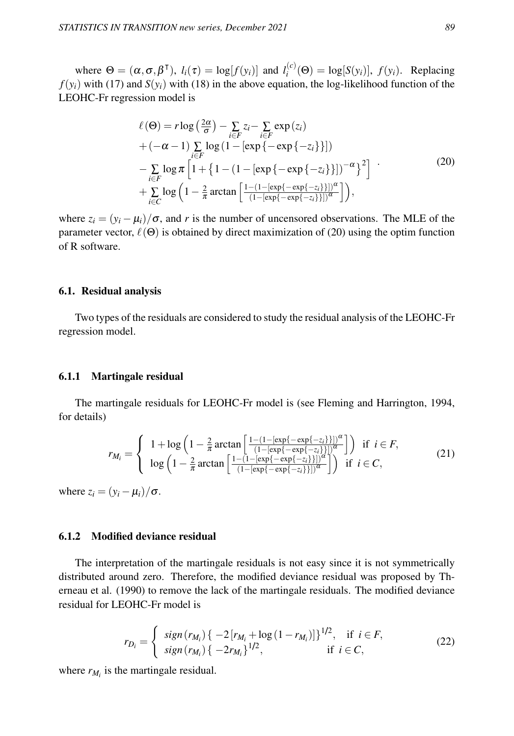where $\Theta = (\alpha, \sigma, \beta^{\intercal})$, $l_i(\tau) = \log[f(y_i)]$ and $l_i^{(c)}(\Theta) = \log[S(y_i)]$, $f(y_i)$. Replacing $f(y_i)$ with (17) and $S(y_i)$ with (18) in the above equation, the log-likelihood function of the LEOHC-Fr regression model is

$$
\begin{aligned}
\ell(\Theta) &= r \log\left(\tfrac{2\alpha}{\sigma}\right) - \sum_{i \in F} z_i - \sum_{i \in F} \exp(z_i) \\
&+ (-\alpha - 1) \sum_{i \in F} \log\left(1 - [\exp\{-\exp\{-z_i\}\}]\right) \\
&- \sum_{i \in F} \log \pi \left[1 + \left\{1 - (1 - [\exp\{-\exp\{-z_i\}\}])^{-\alpha}\right\}^2\right] \\
&+ \sum_{i \in C} \log\left(1 - \tfrac{2}{\pi} \arctan\left[\tfrac{1 - (1 - [\exp\{-\exp\{-z_i\}\}])^{\alpha}}{(1 - [\exp\{-\exp\{-z_i\}\}])^{\alpha}}\right]\right),
\end{aligned} \tag{20}
$$

where $z_i = (y_i - \mu_i)/\sigma$, and $r$ is the number of uncensored observations. The MLE of the parameter vector, $\ell(\Theta)$ is obtained by direct maximization of (20) using the optim function of R software.

## 6.1. Residual analysis

Two types of the residuals are considered to study the residual analysis of the LEOHC-Fr regression model.

### 6.1.1 Martingale residual

The martingale residuals for LEOHC-Fr model is (see Fleming and Harrington, 1994, for details)

$$
r_{M_i} = \begin{cases} 1 + \log\left(1 - \frac{2}{\pi} \arctan\left[\frac{1 - (1 - [\exp\{-\exp\{-z_i\}\}])^{\alpha}}{(1 - [\exp\{-\exp\{-z_i\}\}])^{\alpha}}\right]\right) & \text{if } i \in F, \\ \log\left(1 - \frac{2}{\pi} \arctan\left[\frac{1 - (1 - [\exp\{-\exp\{-z_i\}\}])^{\alpha}}{(1 - [\exp\{-\exp\{-z_i\}\}])^{\alpha}}\right]\right) & \text{if } i \in C, \end{cases} \tag{21}
$$

where $z_i = (y_i - \mu_i)/\sigma$.

### 6.1.2 Modified deviance residual

The interpretation of the martingale residuals is not easy since it is not symmetrically distributed around zero. Therefore, the modified deviance residual was proposed by Therneau et al. (1990) to remove the lack of the martingale residuals. The modified deviance residual for LEOHC-Fr model is

$$
r_{D_i} = \begin{cases} sign(r_{M_i}) \{-2[r_{M_i} + \log(1 - r_{M_i})]\}^{1/2}, & \text{if } i \in F, \\ sign(r_{M_i}) \{-2 r_{M_i}\}^{1/2}, & \text{if } i \in C, \end{cases} \tag{22}
$$

where $r_{M_i}$ is the martingale residual.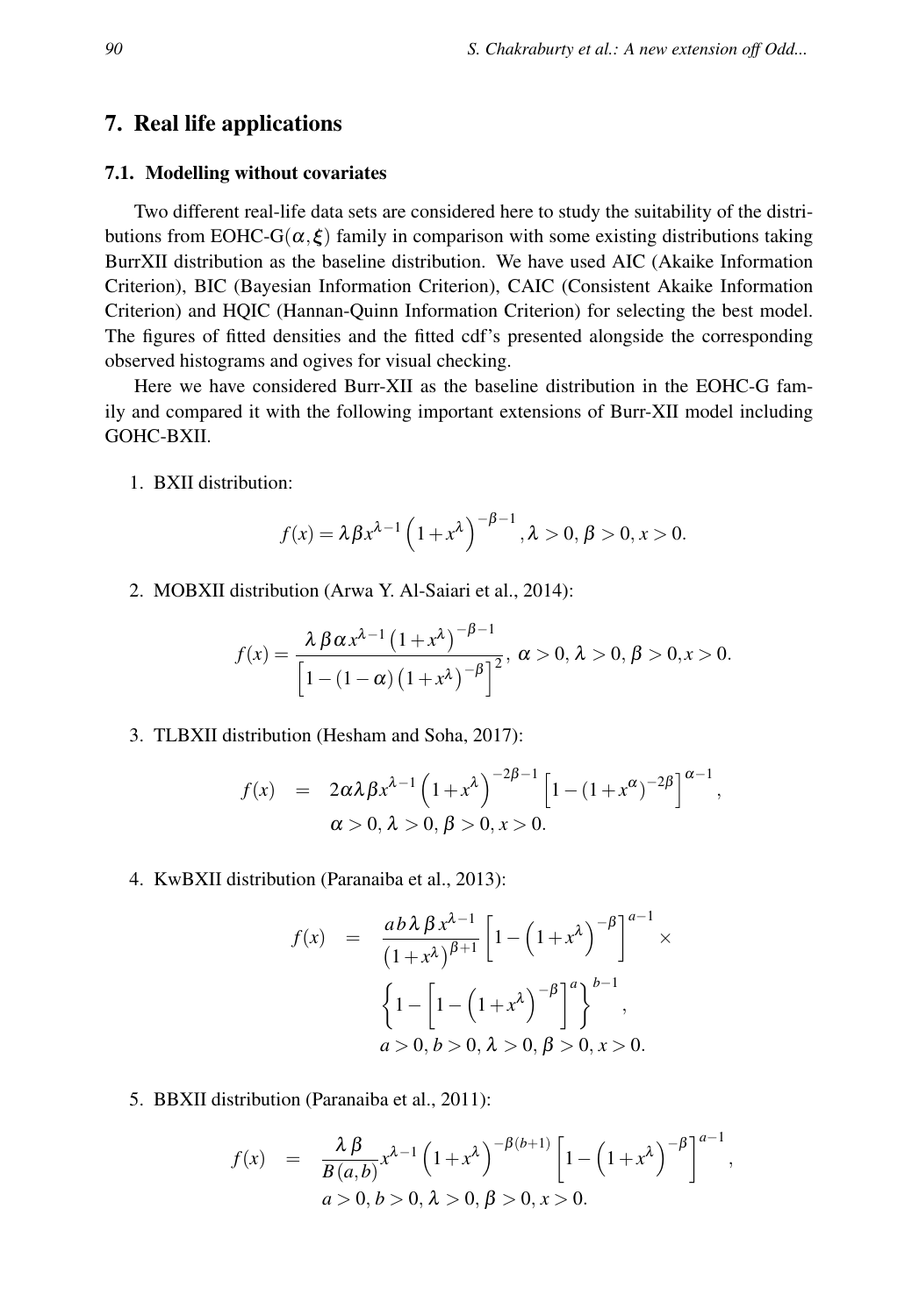## 7. Real life applications

### 7.1. Modelling without covariates

Two different real-life data sets are considered here to study the suitability of the distributions from EOHC-G($\alpha, \xi$) family in comparison with some existing distributions taking BurrXII distribution as the baseline distribution. We have used AIC (Akaike Information Criterion), BIC (Bayesian Information Criterion), CAIC (Consistent Akaike Information Criterion) and HQIC (Hannan-Quinn Information Criterion) for selecting the best model. The figures of fitted densities and the fitted cdf's presented alongside the corresponding observed histograms and ogives for visual checking.

Here we have considered Burr-XII as the baseline distribution in the EOHC-G family and compared it with the following important extensions of Burr-XII model including GOHC-BXII.

1. BXII distribution:

$$f(x) = \lambda \beta x^{\lambda-1}\left(1+x^{\lambda}\right)^{-\beta-1}, \lambda > 0, \beta > 0, x > 0.$$

2. MOBXII distribution (Arwa Y. Al-Saiari et al., 2014):

$$f(x) = \frac{\lambda\, \beta \alpha x^{\lambda-1}\left(1+x^{\lambda}\right)^{-\beta-1}}{\left[1-(1-\alpha)\left(1+x^{\lambda}\right)^{-\beta}\right]^{2}},\ \alpha > 0,\ \lambda > 0,\ \beta > 0, x > 0.$$

3. TLBXII distribution (Hesham and Soha, 2017):

$$\begin{aligned} f(x) &= 2\alpha\lambda\beta x^{\lambda-1}\left(1+x^{\lambda}\right)^{-2\beta-1}\left[1-\left(1+x^{\alpha}\right)^{-2\beta}\right]^{\alpha-1}, \\ & \quad \alpha > 0, \lambda > 0, \beta > 0, x > 0. \end{aligned}$$

4. KwBXII distribution (Paranaiba et al., 2013):

$$\begin{aligned} f(x) &= \frac{ab\lambda\,\beta\, x^{\lambda-1}}{\left(1+x^{\lambda}\right)^{\beta+1}}\left[1-\left(1+x^{\lambda}\right)^{-\beta}\right]^{a-1} \times \\ & \quad \left\{1-\left[1-\left(1+x^{\lambda}\right)^{-\beta}\right]^{a}\right\}^{b-1}, \\ & \quad a > 0, b > 0, \lambda > 0, \beta > 0, x > 0. \end{aligned}$$

5. BBXII distribution (Paranaiba et al., 2011):

$$\begin{aligned} f(x) &= \frac{\lambda\,\beta}{B(a,b)} x^{\lambda-1}\left(1+x^{\lambda}\right)^{-\beta(b+1)}\left[1-\left(1+x^{\lambda}\right)^{-\beta}\right]^{a-1}, \\ & \quad a > 0, b > 0, \lambda > 0, \beta > 0, x > 0. \end{aligned}$$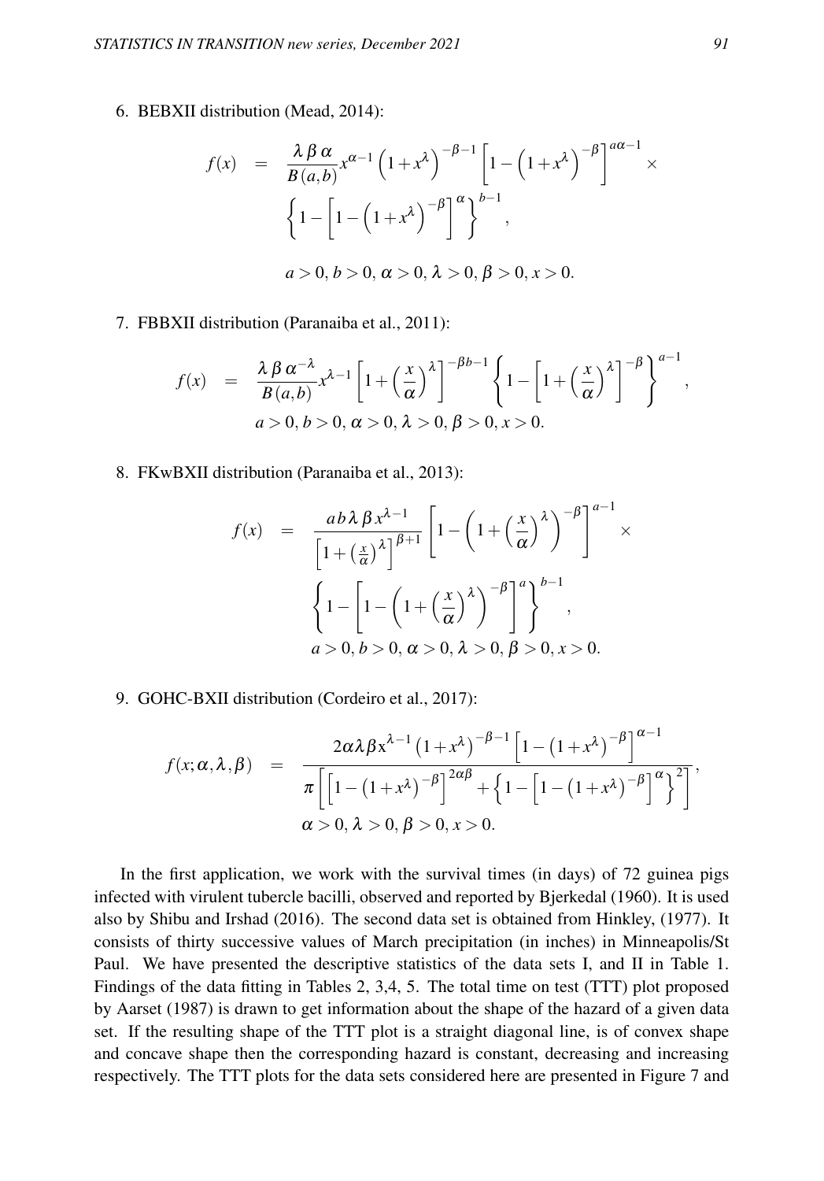6. BEBXII distribution (Mead, 2014):

$$
\begin{aligned}
f(x) \quad &= \quad \frac{\lambda\,\beta\,\alpha}{B(a,b)} x^{\alpha-1}\left(1+x^{\lambda}\right)^{-\beta-1}\left[1-\left(1+x^{\lambda}\right)^{-\beta}\right]^{a\alpha-1} \times \\
&\left\{1-\left[1-\left(1+x^{\lambda}\right)^{-\beta}\right]^{\alpha}\right\}^{b-1}, \\
&a>0,\, b>0,\, \alpha>0,\, \lambda>0,\, \beta>0,\, x>0.
\end{aligned}
$$

7. FBBXII distribution (Paranaiba et al., 2011):

$$
\begin{aligned}
f(x) \quad &= \quad \frac{\lambda\,\beta\,\alpha^{-\lambda}}{B(a,b)} x^{\lambda-1}\left[1+\left(\frac{x}{\alpha}\right)^{\lambda}\right]^{-\beta b-1}\left\{1-\left[1+\left(\frac{x}{\alpha}\right)^{\lambda}\right]^{-\beta}\right\}^{a-1}, \\
&a>0,\, b>0,\, \alpha>0,\, \lambda>0,\, \beta>0,\, x>0.
\end{aligned}
$$

8. FKwBXII distribution (Paranaiba et al., 2013):

$$
\begin{aligned}
f(x) \quad &= \quad \frac{a\,b\,\lambda\,\beta\,x^{\lambda-1}}{\left[1+\left(\frac{x}{\alpha}\right)^{\lambda}\right]^{\beta+1}}\left[1-\left(1+\left(\frac{x}{\alpha}\right)^{\lambda}\right)^{-\beta}\right]^{a-1} \times \\
&\left\{1-\left[1-\left(1+\left(\frac{x}{\alpha}\right)^{\lambda}\right)^{-\beta}\right]^{a}\right\}^{b-1}, \\
&a>0,\, b>0,\, \alpha>0,\, \lambda>0,\, \beta>0,\, x>0.
\end{aligned}
$$

9. GOHC-BXII distribution (Cordeiro et al., 2017):

$$
\begin{aligned}
f(x;\alpha,\lambda,\beta) \quad &= \quad \frac{2\alpha\lambda\beta x^{\lambda-1}\left(1+x^{\lambda}\right)^{-\beta-1}\left[1-\left(1+x^{\lambda}\right)^{-\beta}\right]^{\alpha-1}}{\pi\left[\left[1-\left(1+x^{\lambda}\right)^{-\beta}\right]^{2\alpha\beta}+\left\{1-\left[1-\left(1+x^{\lambda}\right)^{-\beta}\right]^{\alpha}\right\}^{2}\right]}, \\
&\alpha>0,\, \lambda>0,\, \beta>0,\, x>0.
\end{aligned}
$$

In the first application, we work with the survival times (in days) of 72 guinea pigs infected with virulent tubercle bacilli, observed and reported by Bjerkedal (1960). It is used also by Shibu and Irshad (2016). The second data set is obtained from Hinkley, (1977). It consists of thirty successive values of March precipitation (in inches) in Minneapolis/St Paul. We have presented the descriptive statistics of the data sets I, and II in Table 1. Findings of the data fitting in Tables 2, 3,4, 5. The total time on test (TTT) plot proposed by Aarset (1987) is drawn to get information about the shape of the hazard of a given data set. If the resulting shape of the TTT plot is a straight diagonal line, is of convex shape and concave shape then the corresponding hazard is constant, decreasing and increasing respectively. The TTT plots for the data sets considered here are presented in Figure 7 and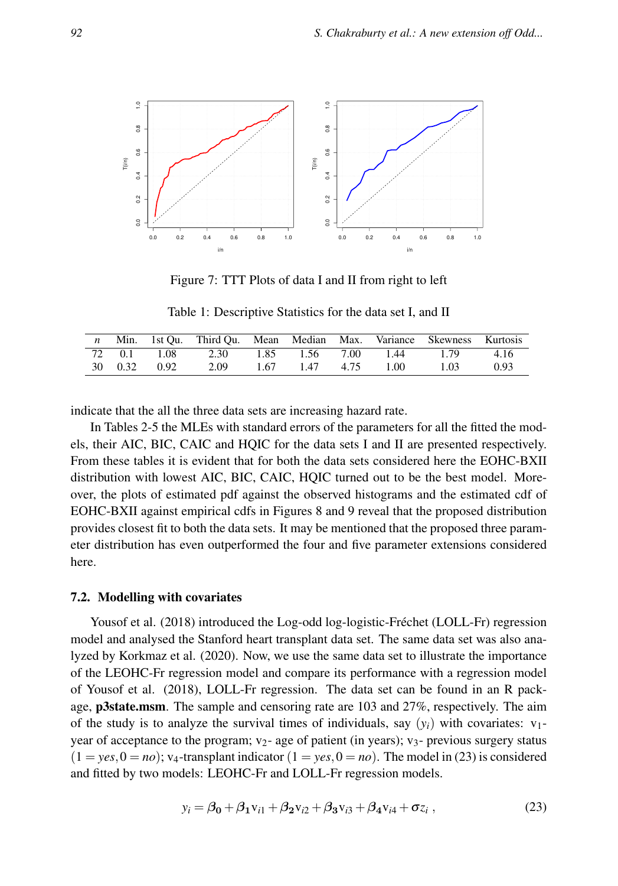Figure 7: TTT Plots of data I and II from right to left

Table 1: Descriptive Statistics for the data set I, and II

| $n$ | Min. | 1st Qu. | Third Qu. | Mean | Median | Max. | Variance | Skewness | Kurtosis |
|---|---|---|---|---|---|---|---|---|---|
| 72 | 0.1 | 1.08 | 2.30 | 1.85 | 1.56 | 7.00 | 1.44 | 1.79 | 4.16 |
| 30 | 0.32 | 0.92 | 2.09 | 1.67 | 1.47 | 4.75 | 1.00 | 1.03 | 0.93 |

indicate that the all the three data sets are increasing hazard rate.

In Tables 2-5 the MLEs with standard errors of the parameters for all the fitted the models, their AIC, BIC, CAIC and HQIC for the data sets I and II are presented respectively. From these tables it is evident that for both the data sets considered here the EOHC-BXII distribution with lowest AIC, BIC, CAIC, HQIC turned out to be the best model. Moreover, the plots of estimated pdf against the observed histograms and the estimated cdf of EOHC-BXII against empirical cdfs in Figures 8 and 9 reveal that the proposed distribution provides closest fit to both the data sets. It may be mentioned that the proposed three parameter distribution has even outperformed the four and five parameter extensions considered here.

### 7.2. Modelling with covariates

Yousof et al. (2018) introduced the Log-odd log-logistic-Fréchet (LOLL-Fr) regression model and analysed the Stanford heart transplant data set. The same data set was also analyzed by Korkmaz et al. (2020). Now, we use the same data set to illustrate the importance of the LEOHC-Fr regression model and compare its performance with a regression model of Yousof et al. (2018), LOLL-Fr regression. The data set can be found in an R package, **p3state.msm**. The sample and censoring rate are 103 and 27%, respectively. The aim of the study is to analyze the survival times of individuals, say $(y_i)$ with covariates: $v_1$-year of acceptance to the program; $v_2$- age of patient (in years); $v_3$- previous surgery status $(1 = yes, 0 = no)$; $v_4$-transplant indicator $(1 = yes, 0 = no)$. The model in (23) is considered and fitted by two models: LEOHC-Fr and LOLL-Fr regression models.

$$y_i = \beta_0 + \beta_1 v_{i1} + \beta_2 v_{i2} + \beta_3 v_{i3} + \beta_4 v_{i4} + \sigma z_i \,, \tag{23}$$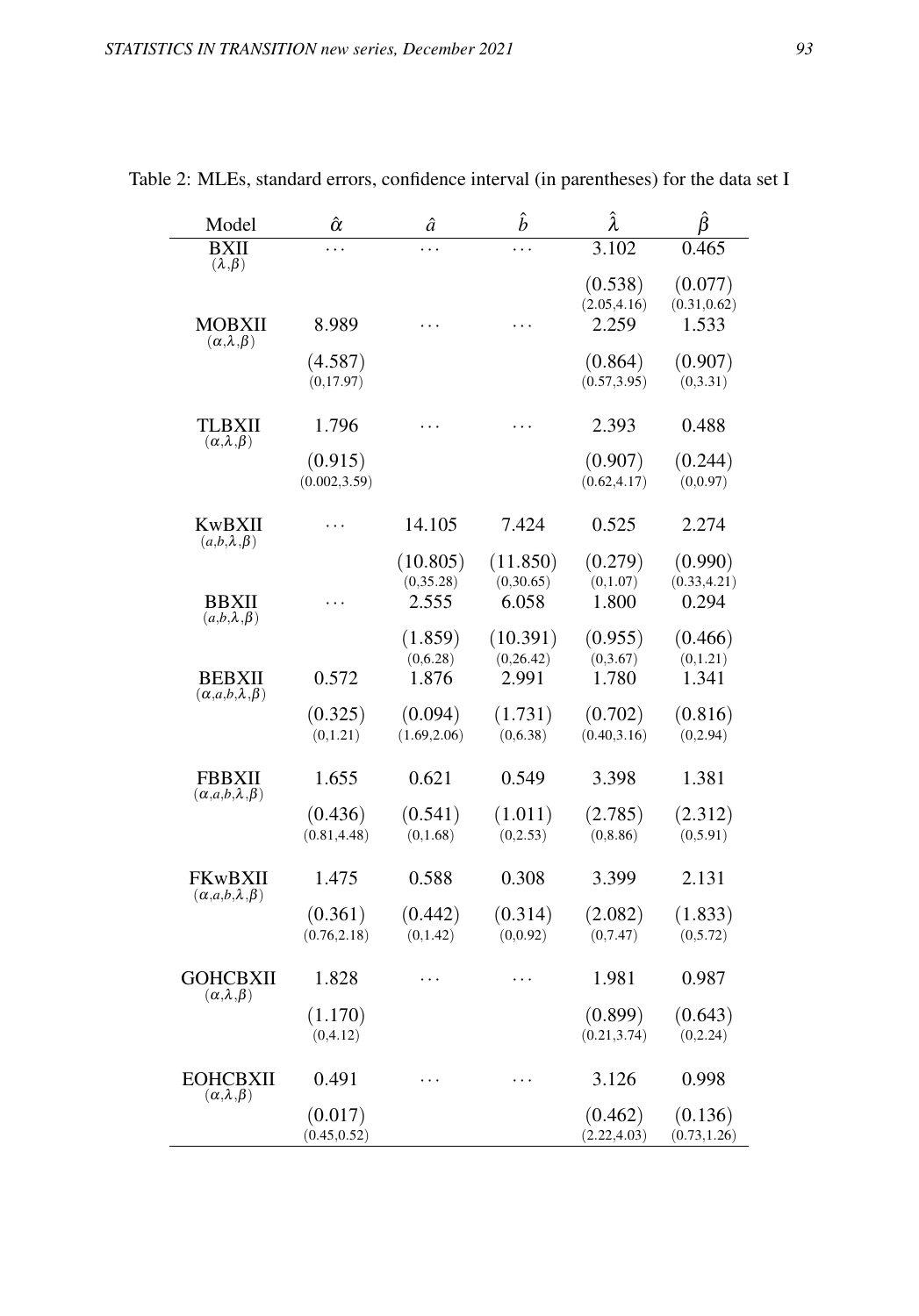Table 2: MLEs, standard errors, confidence interval (in parentheses) for the data set I

| Model | $\hat{\alpha}$ | $\hat{a}$ | $\hat{b}$ | $\hat{\lambda}$ | $\hat{\beta}$ |
|---|---|---|---|---|---|
| BXII $(\lambda,\beta)$ | ... | ... | ... | 3.102 | 0.465 |
| | | | | (0.538) | (0.077) |
| | | | | (2.05,4.16) | (0.31,0.62) |
| MOBXII $(\alpha,\lambda,\beta)$ | 8.989 | ... | ... | 2.259 | 1.533 |
| | (4.587) | | | (0.864) | (0.907) |
| | (0,17.97) | | | (0.57,3.95) | (0,3.31) |
| TLBXII $(\alpha,\lambda,\beta)$ | 1.796 | ... | ... | 2.393 | 0.488 |
| | (0.915) | | | (0.907) | (0.244) |
| | (0.002,3.59) | | | (0.62,4.17) | (0,0.97) |
| KwBXII $(a,b,\lambda,\beta)$ | ... | 14.105 | 7.424 | 0.525 | 2.274 |
| | | (10.805) | (11.850) | (0.279) | (0.990) |
| | | (0,35.28) | (0,30.65) | (0,1.07) | (0.33,4.21) |
| BBXII $(a,b,\lambda,\beta)$ | ... | 2.555 | 6.058 | 1.800 | 0.294 |
| | | (1.859) | (10.391) | (0.955) | (0.466) |
| | | (0,6.28) | (0,26.42) | (0,3.67) | (0,1.21) |
| BEBXII $(\alpha,a,b,\lambda,\beta)$ | 0.572 | 1.876 | 2.991 | 1.780 | 1.341 |
| | (0.325) | (0.094) | (1.731) | (0.702) | (0.816) |
| | (0,1.21) | (1.69,2.06) | (0,6.38) | (0.40,3.16) | (0,2.94) |
| FBBXII $(\alpha,a,b,\lambda,\beta)$ | 1.655 | 0.621 | 0.549 | 3.398 | 1.381 |
| | (0.436) | (0.541) | (1.011) | (2.785) | (2.312) |
| | (0.81,4.48) | (0,1.68) | (0,2.53) | (0,8.86) | (0,5.91) |
| FKwBXII $(\alpha,a,b,\lambda,\beta)$ | 1.475 | 0.588 | 0.308 | 3.399 | 2.131 |
| | (0.361) | (0.442) | (0.314) | (2.082) | (1.833) |
| | (0.76,2.18) | (0,1.42) | (0,0.92) | (0,7.47) | (0,5.72) |
| GOHCBXII $(\alpha,\lambda,\beta)$ | 1.828 | ... | ... | 1.981 | 0.987 |
| | (1.170) | | | (0.899) | (0.643) |
| | (0,4.12) | | | (0.21,3.74) | (0,2.24) |
| EOHCBXII $(\alpha,\lambda,\beta)$ | 0.491 | ... | ... | 3.126 | 0.998 |
| | (0.017) | | | (0.462) | (0.136) |
| | (0.45,0.52) | | | (2.22,4.03) | (0.73,1.26) |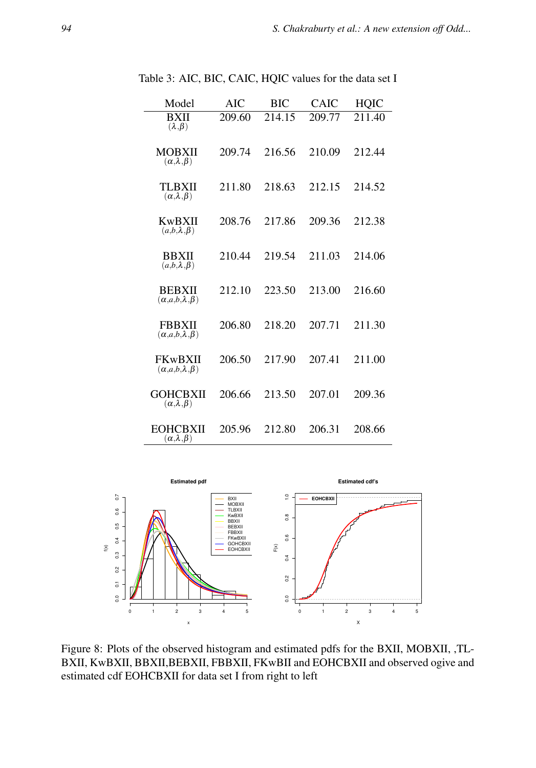Table 3: AIC, BIC, CAIC, HQIC values for the data set I

| Model | AIC | BIC | CAIC | HQIC |
|---|---|---|---|---|
| BXII $(\lambda,\beta)$ | 209.60 | 214.15 | 209.77 | 211.40 |
| MOBXII $(\alpha,\lambda,\beta)$ | 209.74 | 216.56 | 210.09 | 212.44 |
| TLBXII $(\alpha,\lambda,\beta)$ | 211.80 | 218.63 | 212.15 | 214.52 |
| KwBXII $(a,b,\lambda,\beta)$ | 208.76 | 217.86 | 209.36 | 212.38 |
| BBXII $(a,b,\lambda,\beta)$ | 210.44 | 219.54 | 211.03 | 214.06 |
| BEBXII $(\alpha,a,b,\lambda,\beta)$ | 212.10 | 223.50 | 213.00 | 216.60 |
| FBBXII $(\alpha,a,b,\lambda,\beta)$ | 206.80 | 218.20 | 207.71 | 211.30 |
| FKwBXII $(\alpha,a,b,\lambda,\beta)$ | 206.50 | 217.90 | 207.41 | 211.00 |
| GOHCBXII $(\alpha,\lambda,\beta)$ | 206.66 | 213.50 | 207.01 | 209.36 |
| EOHCBXII $(\alpha,\lambda,\beta)$ | 205.96 | 212.80 | 206.31 | 208.66 |

Figure 8: Plots of the observed histogram and estimated pdfs for the BXII, MOBXII, ,TL-BXII, KwBXII, BBXII,BEBXII, FBBXII, FKwBII and EOHCBXII and observed ogive and estimated cdf EOHCBXII for data set I from right to left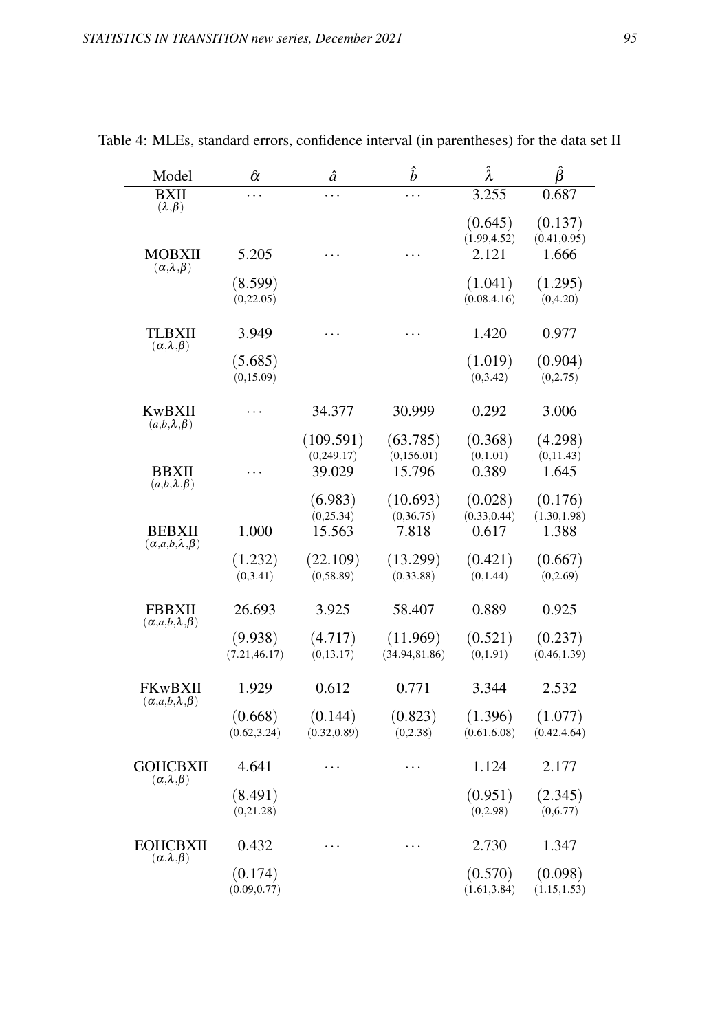Table 4: MLEs, standard errors, confidence interval (in parentheses) for the data set II

| Model | $\hat{\alpha}$ | $\hat{a}$ | $\hat{b}$ | $\hat{\lambda}$ | $\hat{\beta}$ |
|---|---|---|---|---|---|
| BXII $(\lambda,\beta)$ | … | … | … | 3.255 | 0.687 |
| | | | | (0.645) | (0.137) |
| | | | | (1.99,4.52) | (0.41,0.95) |
| MOBXII $(\alpha,\lambda,\beta)$ | 5.205 | … | … | 2.121 | 1.666 |
| | (8.599) | | | (1.041) | (1.295) |
| | (0,22.05) | | | (0.08,4.16) | (0,4.20) |
| TLBXII $(\alpha,\lambda,\beta)$ | 3.949 | … | … | 1.420 | 0.977 |
| | (5.685) | | | (1.019) | (0.904) |
| | (0,15.09) | | | (0,3.42) | (0,2.75) |
| KwBXII $(a,b,\lambda,\beta)$ | … | 34.377 | 30.999 | 0.292 | 3.006 |
| | | (109.591) | (63.785) | (0.368) | (4.298) |
| | | (0,249.17) | (0,156.01) | (0,1.01) | (0,11.43) |
| BBXII $(a,b,\lambda,\beta)$ | … | 39.029 | 15.796 | 0.389 | 1.645 |
| | | (6.983) | (10.693) | (0.028) | (0.176) |
| | | (0,25.34) | (0,36.75) | (0.33,0.44) | (1.30,1.98) |
| BEBXII $(\alpha,a,b,\lambda,\beta)$ | 1.000 | 15.563 | 7.818 | 0.617 | 1.388 |
| | (1.232) | (22.109) | (13.299) | (0.421) | (0.667) |
| | (0,3.41) | (0,58.89) | (0,33.88) | (0,1.44) | (0,2.69) |
| FBBXII $(\alpha,a,b,\lambda,\beta)$ | 26.693 | 3.925 | 58.407 | 0.889 | 0.925 |
| | (9.938) | (4.717) | (11.969) | (0.521) | (0.237) |
| | (7.21,46.17) | (0,13.17) | (34.94,81.86) | (0,1.91) | (0.46,1.39) |
| FKwBXII $(\alpha,a,b,\lambda,\beta)$ | 1.929 | 0.612 | 0.771 | 3.344 | 2.532 |
| | (0.668) | (0.144) | (0.823) | (1.396) | (1.077) |
| | (0.62,3.24) | (0.32,0.89) | (0,2.38) | (0.61,6.08) | (0.42,4.64) |
| GOHCBXII $(\alpha,\lambda,\beta)$ | 4.641 | … | … | 1.124 | 2.177 |
| | (8.491) | | | (0.951) | (2.345) |
| | (0,21.28) | | | (0,2.98) | (0,6.77) |
| EOHCBXII $(\alpha,\lambda,\beta)$ | 0.432 | … | … | 2.730 | 1.347 |
| | (0.174) | | | (0.570) | (0.098) |
| | (0.09,0.77) | | | (1.61,3.84) | (1.15,1.53) |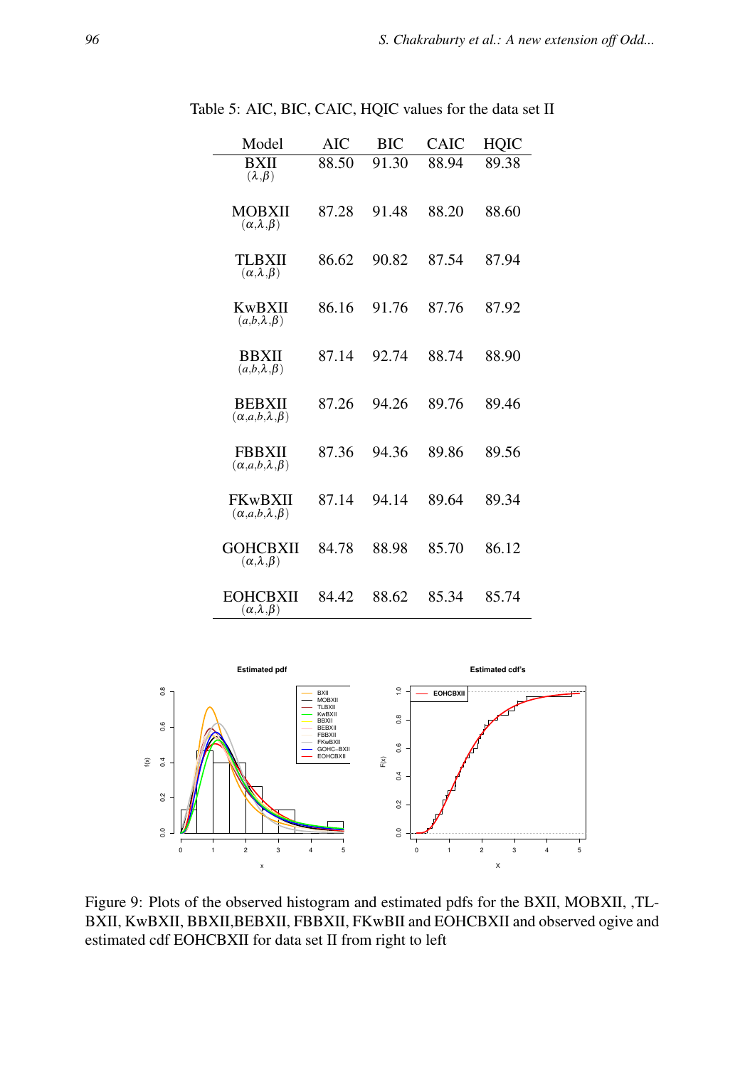Table 5: AIC, BIC, CAIC, HQIC values for the data set II

| Model | AIC | BIC | CAIC | HQIC |
|---|---|---|---|---|
| BXII $(\lambda,\beta)$ | 88.50 | 91.30 | 88.94 | 89.38 |
| MOBXII $(\alpha,\lambda,\beta)$ | 87.28 | 91.48 | 88.20 | 88.60 |
| TLBXII $(\alpha,\lambda,\beta)$ | 86.62 | 90.82 | 87.54 | 87.94 |
| KwBXII $(a,b,\lambda,\beta)$ | 86.16 | 91.76 | 87.76 | 87.92 |
| BBXII $(a,b,\lambda,\beta)$ | 87.14 | 92.74 | 88.74 | 88.90 |
| BEBXII $(\alpha,a,b,\lambda,\beta)$ | 87.26 | 94.26 | 89.76 | 89.46 |
| FBBXII $(\alpha,a,b,\lambda,\beta)$ | 87.36 | 94.36 | 89.86 | 89.56 |
| FKwBXII $(\alpha,a,b,\lambda,\beta)$ | 87.14 | 94.14 | 89.64 | 89.34 |
| GOHCBXII $(\alpha,\lambda,\beta)$ | 84.78 | 88.98 | 85.70 | 86.12 |
| EOHCBXII $(\alpha,\lambda,\beta)$ | 84.42 | 88.62 | 85.34 | 85.74 |

Figure 9: Plots of the observed histogram and estimated pdfs for the BXII, MOBXII, ,TL-BXII, KwBXII, BBXII,BEBXII, FBBXII, FKwBII and EOHCBXII and observed ogive and estimated cdf EOHCBXII for data set II from right to left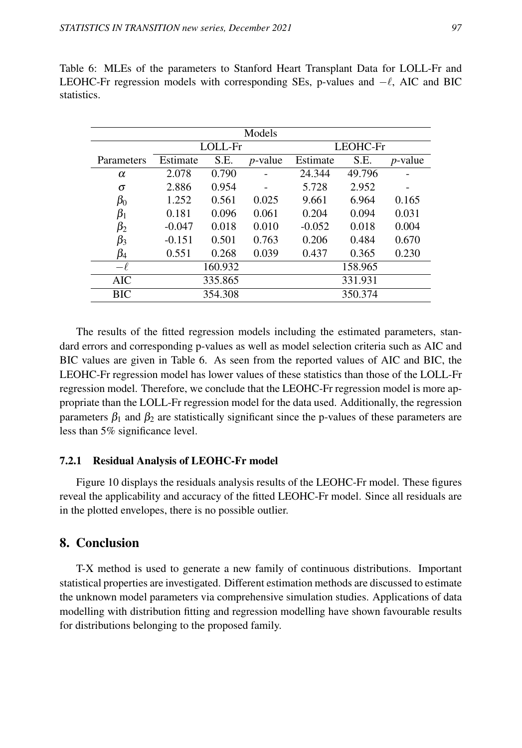Table 6: MLEs of the parameters to Stanford Heart Transplant Data for LOLL-Fr and LEOHC-Fr regression models with corresponding SEs, p-values and $-\ell$, AIC and BIC statistics.

| Models | | | | | | |
|---|---|---|---|---|---|---|
| | LOLL-Fr | | | LEOHC-Fr | | |
| Parameters | Estimate | S.E. | $p$-value | Estimate | S.E. | $p$-value |
| $\alpha$ | 2.078 | 0.790 | - | 24.344 | 49.796 | - |
| $\sigma$ | 2.886 | 0.954 | - | 5.728 | 2.952 | - |
| $\beta_0$ | 1.252 | 0.561 | 0.025 | 9.661 | 6.964 | 0.165 |
| $\beta_1$ | 0.181 | 0.096 | 0.061 | 0.204 | 0.094 | 0.031 |
| $\beta_2$ | -0.047 | 0.018 | 0.010 | -0.052 | 0.018 | 0.004 |
| $\beta_3$ | -0.151 | 0.501 | 0.763 | 0.206 | 0.484 | 0.670 |
| $\beta_4$ | 0.551 | 0.268 | 0.039 | 0.437 | 0.365 | 0.230 |
| $-\ell$ | 160.932 | | | 158.965 | | |
| AIC | 335.865 | | | 331.931 | | |
| BIC | 354.308 | | | 350.374 | | |

The results of the fitted regression models including the estimated parameters, standard errors and corresponding p-values as well as model selection criteria such as AIC and BIC values are given in Table 6. As seen from the reported values of AIC and BIC, the LEOHC-Fr regression model has lower values of these statistics than those of the LOLL-Fr regression model. Therefore, we conclude that the LEOHC-Fr regression model is more appropriate than the LOLL-Fr regression model for the data used. Additionally, the regression parameters $\beta_1$ and $\beta_2$ are statistically significant since the p-values of these parameters are less than 5% significance level.

### 7.2.1 Residual Analysis of LEOHC-Fr model

Figure 10 displays the residuals analysis results of the LEOHC-Fr model. These figures reveal the applicability and accuracy of the fitted LEOHC-Fr model. Since all residuals are in the plotted envelopes, there is no possible outlier.

## 8. Conclusion

T-X method is used to generate a new family of continuous distributions. Important statistical properties are investigated. Different estimation methods are discussed to estimate the unknown model parameters via comprehensive simulation studies. Applications of data modelling with distribution fitting and regression modelling have shown favourable results for distributions belonging to the proposed family.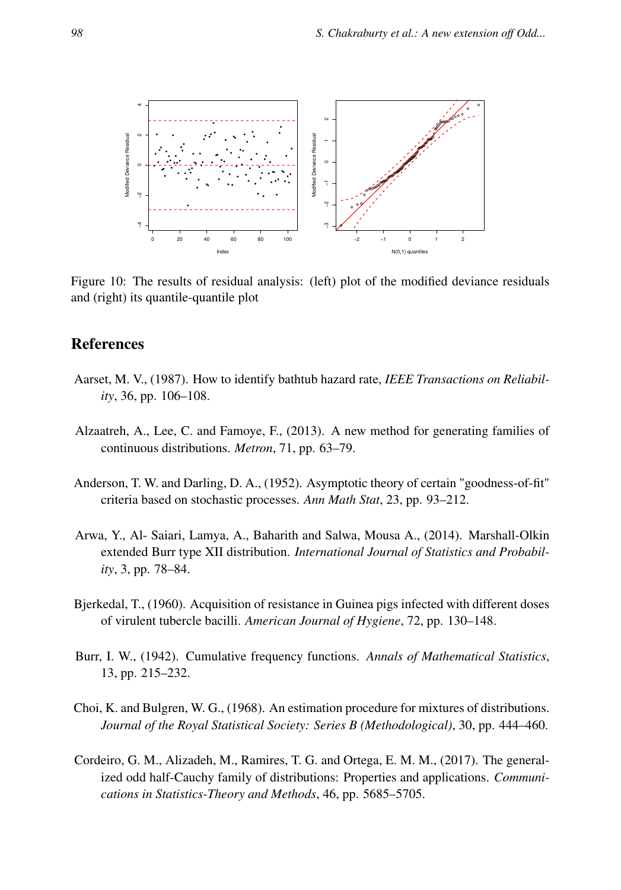Figure 10: The results of residual analysis: (left) plot of the modified deviance residuals and (right) its quantile-quantile plot

## References

Aarset, M. V., (1987). How to identify bathtub hazard rate, *IEEE Transactions on Reliability*, 36, pp. 106–108.

Alzaatreh, A., Lee, C. and Famoye, F., (2013). A new method for generating families of continuous distributions. *Metron*, 71, pp. 63–79.

Anderson, T. W. and Darling, D. A., (1952). Asymptotic theory of certain "goodness-of-fit" criteria based on stochastic processes. *Ann Math Stat*, 23, pp. 93–212.

Arwa, Y., Al- Saiari, Lamya, A., Baharith and Salwa, Mousa A., (2014). Marshall-Olkin extended Burr type XII distribution. *International Journal of Statistics and Probability*, 3, pp. 78–84.

Bjerkedal, T., (1960). Acquisition of resistance in Guinea pigs infected with different doses of virulent tubercle bacilli. *American Journal of Hygiene*, 72, pp. 130–148.

Burr, I. W., (1942). Cumulative frequency functions. *Annals of Mathematical Statistics*, 13, pp. 215–232.

Choi, K. and Bulgren, W. G., (1968). An estimation procedure for mixtures of distributions. *Journal of the Royal Statistical Society: Series B (Methodological)*, 30, pp. 444–460.

Cordeiro, G. M., Alizadeh, M., Ramires, T. G. and Ortega, E. M. M., (2017). The generalized odd half-Cauchy family of distributions: Properties and applications. *Communications in Statistics-Theory and Methods*, 46, pp. 5685–5705.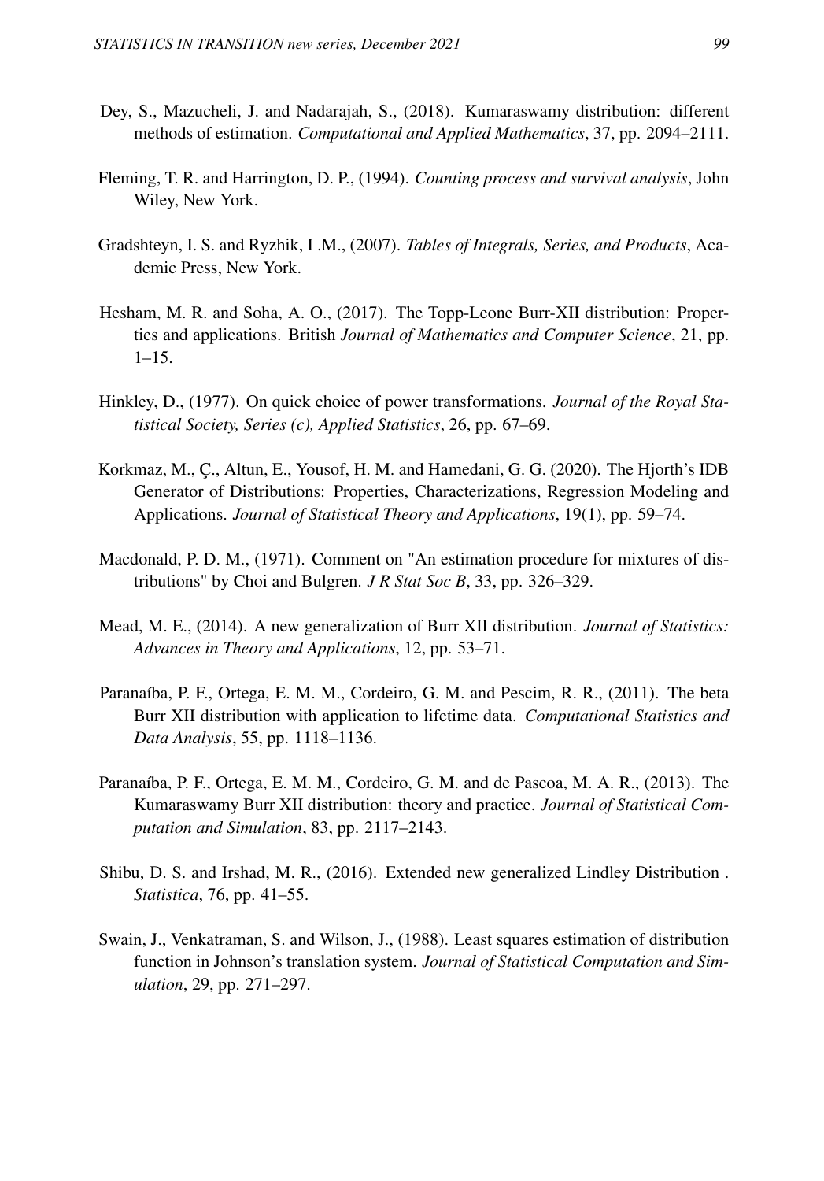Dey, S., Mazucheli, J. and Nadarajah, S., (2018). Kumaraswamy distribution: different methods of estimation. *Computational and Applied Mathematics*, 37, pp. 2094–2111.

Fleming, T. R. and Harrington, D. P., (1994). *Counting process and survival analysis*, John Wiley, New York.

Gradshteyn, I. S. and Ryzhik, I .M., (2007). *Tables of Integrals, Series, and Products*, Academic Press, New York.

Hesham, M. R. and Soha, A. O., (2017). The Topp-Leone Burr-XII distribution: Properties and applications. British *Journal of Mathematics and Computer Science*, 21, pp. 1–15.

Hinkley, D., (1977). On quick choice of power transformations. *Journal of the Royal Statistical Society, Series (c), Applied Statistics*, 26, pp. 67–69.

Korkmaz, M., Ç., Altun, E., Yousof, H. M. and Hamedani, G. G. (2020). The Hjorth's IDB Generator of Distributions: Properties, Characterizations, Regression Modeling and Applications. *Journal of Statistical Theory and Applications*, 19(1), pp. 59–74.

Macdonald, P. D. M., (1971). Comment on "An estimation procedure for mixtures of distributions" by Choi and Bulgren. *J R Stat Soc B*, 33, pp. 326–329.

Mead, M. E., (2014). A new generalization of Burr XII distribution. *Journal of Statistics: Advances in Theory and Applications*, 12, pp. 53–71.

Paranaíba, P. F., Ortega, E. M. M., Cordeiro, G. M. and Pescim, R. R., (2011). The beta Burr XII distribution with application to lifetime data. *Computational Statistics and Data Analysis*, 55, pp. 1118–1136.

Paranaíba, P. F., Ortega, E. M. M., Cordeiro, G. M. and de Pascoa, M. A. R., (2013). The Kumaraswamy Burr XII distribution: theory and practice. *Journal of Statistical Computation and Simulation*, 83, pp. 2117–2143.

Shibu, D. S. and Irshad, M. R., (2016). Extended new generalized Lindley Distribution . *Statistica*, 76, pp. 41–55.

Swain, J., Venkatraman, S. and Wilson, J., (1988). Least squares estimation of distribution function in Johnson's translation system. *Journal of Statistical Computation and Simulation*, 29, pp. 271–297.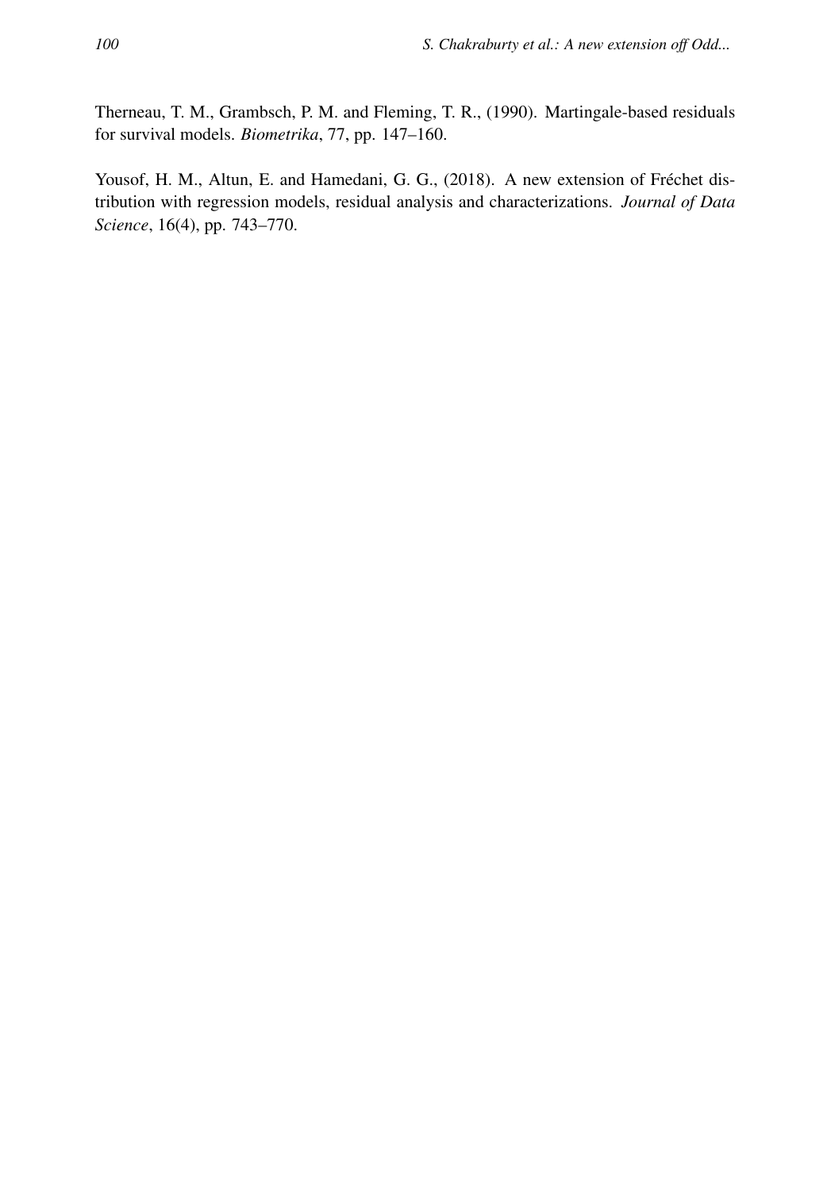Therneau, T. M., Grambsch, P. M. and Fleming, T. R., (1990). Martingale-based residuals for survival models. *Biometrika*, 77, pp. 147–160.

Yousof, H. M., Altun, E. and Hamedani, G. G., (2018). A new extension of Fréchet distribution with regression models, residual analysis and characterizations. *Journal of Data Science*, 16(4), pp. 743–770.